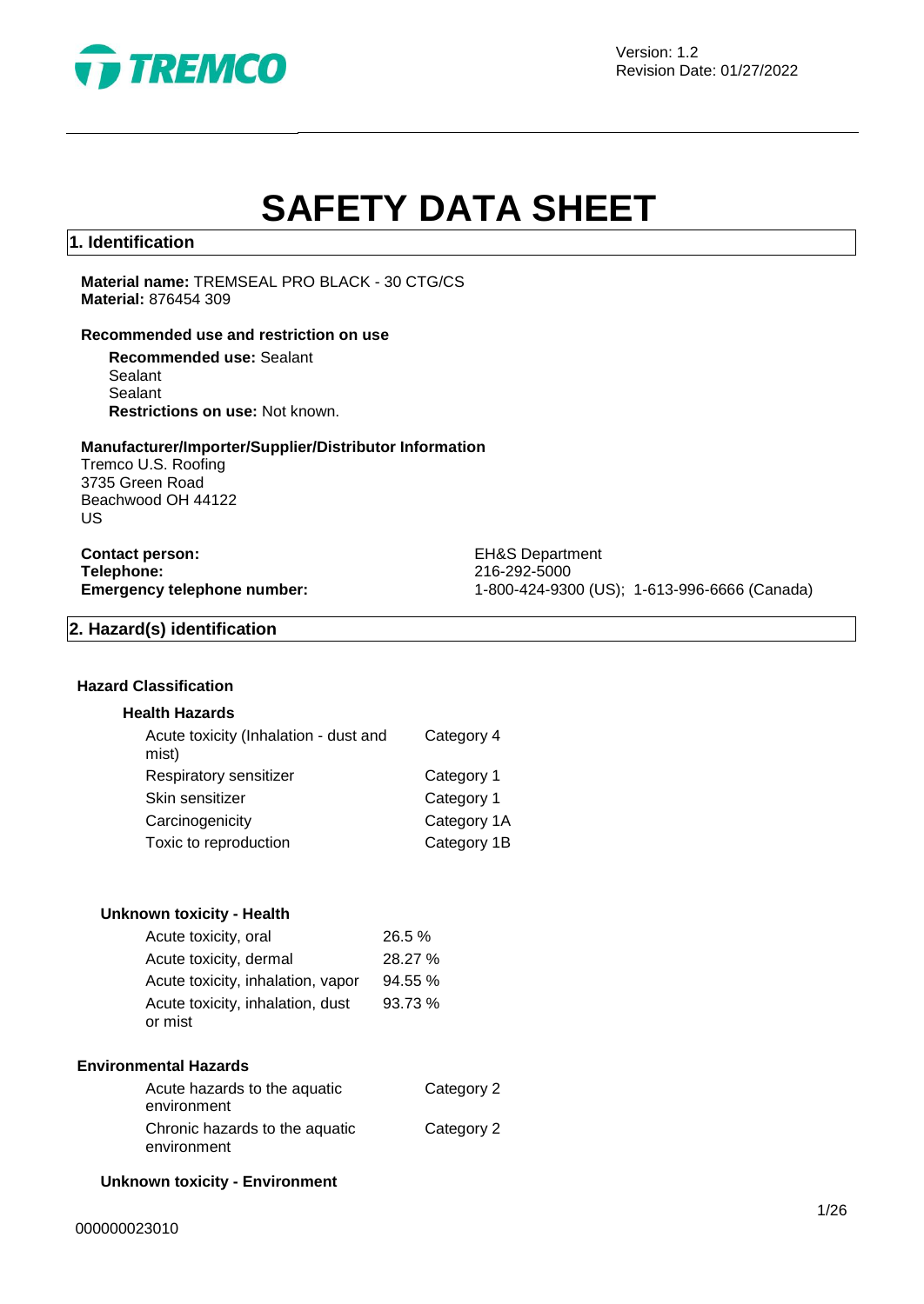Version: 1.2
Revision Date: 01/27/2022

# SAFETY DATA SHEET

## 1. Identification

**Material name:** TREMSEAL PRO BLACK - 30 CTG/CS
**Material:** 876454 309

### Recommended use and restriction on use

**Recommended use:** Sealant
Sealant
Sealant
**Restrictions on use:** Not known.

### Manufacturer/Importer/Supplier/Distributor Information

Tremco U.S. Roofing
3735 Green Road
Beachwood OH 44122
US

**Contact person:** EH&S Department
**Telephone:** 216-292-5000
**Emergency telephone number:** 1-800-424-9300 (US); 1-613-996-6666 (Canada)

## 2. Hazard(s) identification

### Hazard Classification

#### Health Hazards

| | |
|---|---|
| Acute toxicity (Inhalation - dust and mist) | Category 4 |
| Respiratory sensitizer | Category 1 |
| Skin sensitizer | Category 1 |
| Carcinogenicity | Category 1A |
| Toxic to reproduction | Category 1B |

#### Unknown toxicity - Health

| | |
|---|---|
| Acute toxicity, oral | 26.5 % |
| Acute toxicity, dermal | 28.27 % |
| Acute toxicity, inhalation, vapor | 94.55 % |
| Acute toxicity, inhalation, dust or mist | 93.73 % |

### Environmental Hazards

| | |
|---|---|
| Acute hazards to the aquatic environment | Category 2 |
| Chronic hazards to the aquatic environment | Category 2 |

#### Unknown toxicity - Environment

000000023010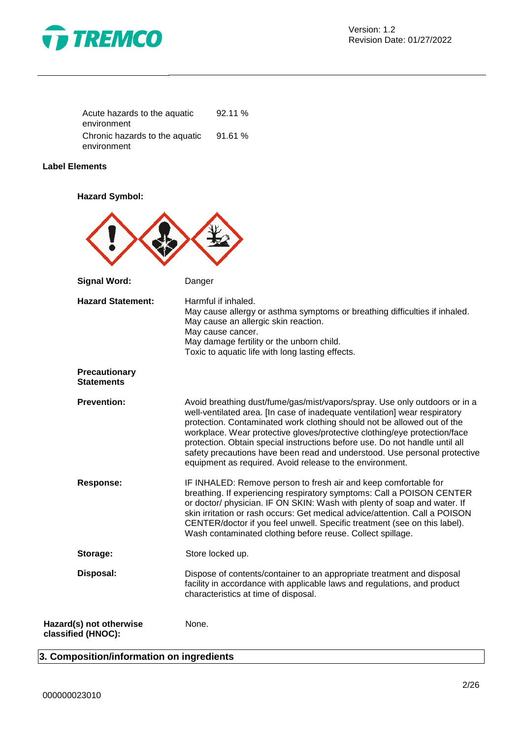| | |
|---|---|
| Acute hazards to the aquatic environment | 92.11 % |
| Chronic hazards to the aquatic environment | 91.61 % |

**Label Elements**

**Hazard Symbol:**

**Signal Word:** Danger

**Hazard Statement:**
Harmful if inhaled.
May cause allergy or asthma symptoms or breathing difficulties if inhaled.
May cause an allergic skin reaction.
May cause cancer.
May damage fertility or the unborn child.
Toxic to aquatic life with long lasting effects.

**Precautionary Statements**

**Prevention:** Avoid breathing dust/fume/gas/mist/vapors/spray. Use only outdoors or in a well-ventilated area. [In case of inadequate ventilation] wear respiratory protection. Contaminated work clothing should not be allowed out of the workplace. Wear protective gloves/protective clothing/eye protection/face protection. Obtain special instructions before use. Do not handle until all safety precautions have been read and understood. Use personal protective equipment as required. Avoid release to the environment.

**Response:** IF INHALED: Remove person to fresh air and keep comfortable for breathing. If experiencing respiratory symptoms: Call a POISON CENTER or doctor/ physician. IF ON SKIN: Wash with plenty of soap and water. If skin irritation or rash occurs: Get medical advice/attention. Call a POISON CENTER/doctor if you feel unwell. Specific treatment (see on this label). Wash contaminated clothing before reuse. Collect spillage.

**Storage:** Store locked up.

**Disposal:** Dispose of contents/container to an appropriate treatment and disposal facility in accordance with applicable laws and regulations, and product characteristics at time of disposal.

**Hazard(s) not otherwise classified (HNOC):** None.

## 3. Composition/information on ingredients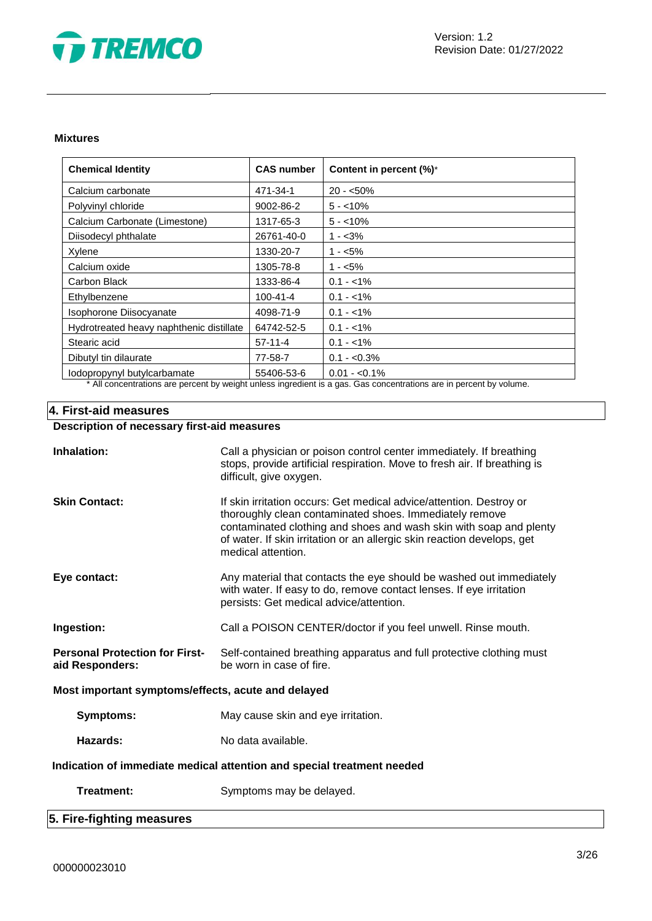**Mixtures**

| Chemical Identity | CAS number | Content in percent (%)* |
|---|---|---|
| Calcium carbonate | 471-34-1 | 20 - <50% |
| Polyvinyl chloride | 9002-86-2 | 5 - <10% |
| Calcium Carbonate (Limestone) | 1317-65-3 | 5 - <10% |
| Diisodecyl phthalate | 26761-40-0 | 1 - <3% |
| Xylene | 1330-20-7 | 1 - <5% |
| Calcium oxide | 1305-78-8 | 1 - <5% |
| Carbon Black | 1333-86-4 | 0.1 - <1% |
| Ethylbenzene | 100-41-4 | 0.1 - <1% |
| Isophorone Diisocyanate | 4098-71-9 | 0.1 - <1% |
| Hydrotreated heavy naphthenic distillate | 64742-52-5 | 0.1 - <1% |
| Stearic acid | 57-11-4 | 0.1 - <1% |
| Dibutyl tin dilaurate | 77-58-7 | 0.1 - <0.3% |
| Iodopropynyl butylcarbamate | 55406-53-6 | 0.01 - <0.1% |

* All concentrations are percent by weight unless ingredient is a gas. Gas concentrations are in percent by volume.

## 4. First-aid measures

**Description of necessary first-aid measures**

**Inhalation:** Call a physician or poison control center immediately. If breathing stops, provide artificial respiration. Move to fresh air. If breathing is difficult, give oxygen.

**Skin Contact:** If skin irritation occurs: Get medical advice/attention. Destroy or thoroughly clean contaminated shoes. Immediately remove contaminated clothing and shoes and wash skin with soap and plenty of water. If skin irritation or an allergic skin reaction develops, get medical attention.

**Eye contact:** Any material that contacts the eye should be washed out immediately with water. If easy to do, remove contact lenses. If eye irritation persists: Get medical advice/attention.

**Ingestion:** Call a POISON CENTER/doctor if you feel unwell. Rinse mouth.

**Personal Protection for First-aid Responders:** Self-contained breathing apparatus and full protective clothing must be worn in case of fire.

**Most important symptoms/effects, acute and delayed**

**Symptoms:** May cause skin and eye irritation.

**Hazards:** No data available.

**Indication of immediate medical attention and special treatment needed**

**Treatment:** Symptoms may be delayed.

## 5. Fire-fighting measures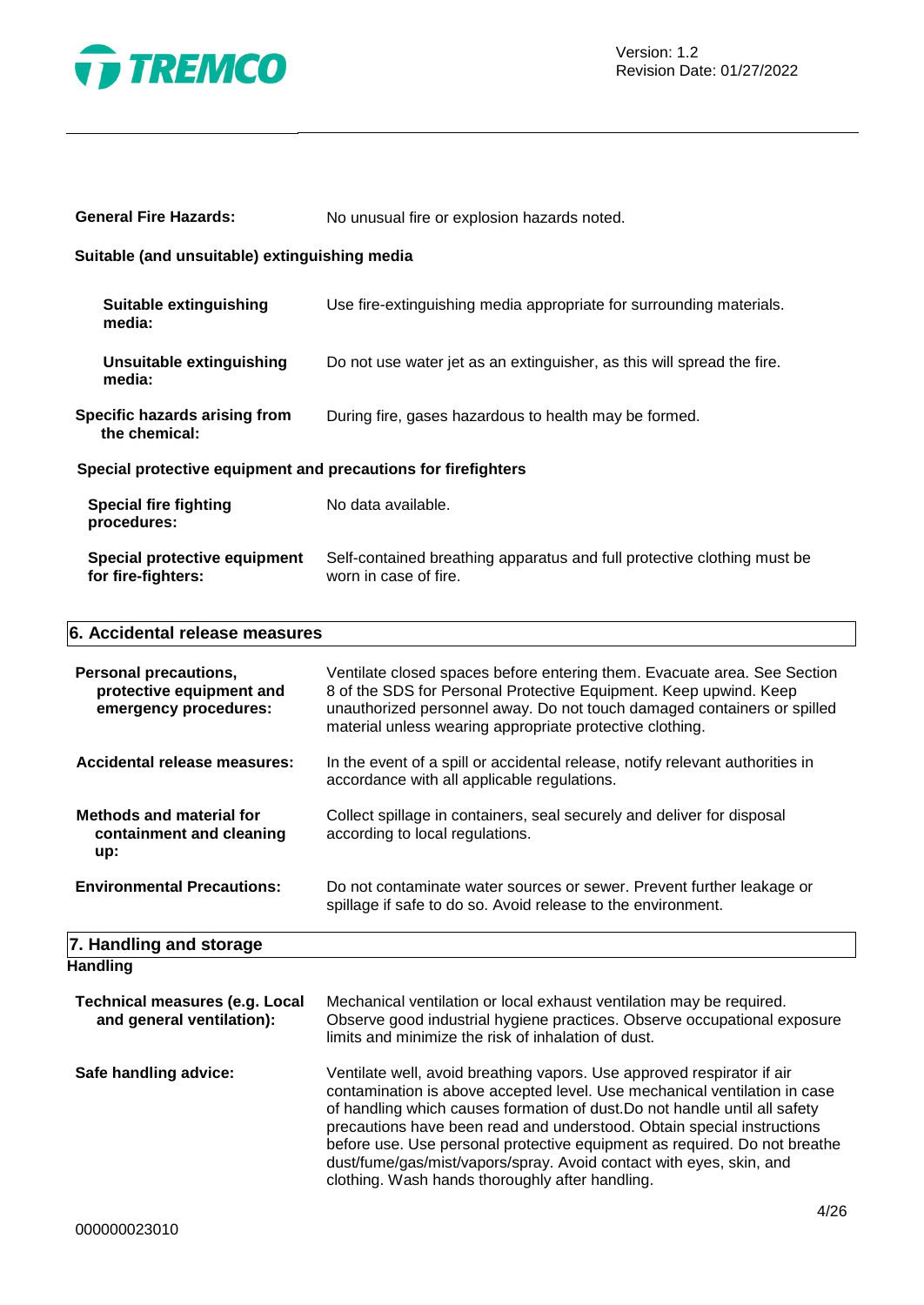**General Fire Hazards:** No unusual fire or explosion hazards noted.

**Suitable (and unsuitable) extinguishing media**

**Suitable extinguishing media:** Use fire-extinguishing media appropriate for surrounding materials.

**Unsuitable extinguishing media:** Do not use water jet as an extinguisher, as this will spread the fire.

**Specific hazards arising from the chemical:** During fire, gases hazardous to health may be formed.

**Special protective equipment and precautions for firefighters**

**Special fire fighting procedures:** No data available.

**Special protective equipment for fire-fighters:** Self-contained breathing apparatus and full protective clothing must be worn in case of fire.

## 6. Accidental release measures

**Personal precautions, protective equipment and emergency procedures:** Ventilate closed spaces before entering them. Evacuate area. See Section 8 of the SDS for Personal Protective Equipment. Keep upwind. Keep unauthorized personnel away. Do not touch damaged containers or spilled material unless wearing appropriate protective clothing.

**Accidental release measures:** In the event of a spill or accidental release, notify relevant authorities in accordance with all applicable regulations.

**Methods and material for containment and cleaning up:** Collect spillage in containers, seal securely and deliver for disposal according to local regulations.

**Environmental Precautions:** Do not contaminate water sources or sewer. Prevent further leakage or spillage if safe to do so. Avoid release to the environment.

## 7. Handling and storage

**Handling**

**Technical measures (e.g. Local and general ventilation):** Mechanical ventilation or local exhaust ventilation may be required. Observe good industrial hygiene practices. Observe occupational exposure limits and minimize the risk of inhalation of dust.

**Safe handling advice:** Ventilate well, avoid breathing vapors. Use approved respirator if air contamination is above accepted level. Use mechanical ventilation in case of handling which causes formation of dust.Do not handle until all safety precautions have been read and understood. Obtain special instructions before use. Use personal protective equipment as required. Do not breathe dust/fume/gas/mist/vapors/spray. Avoid contact with eyes, skin, and clothing. Wash hands thoroughly after handling.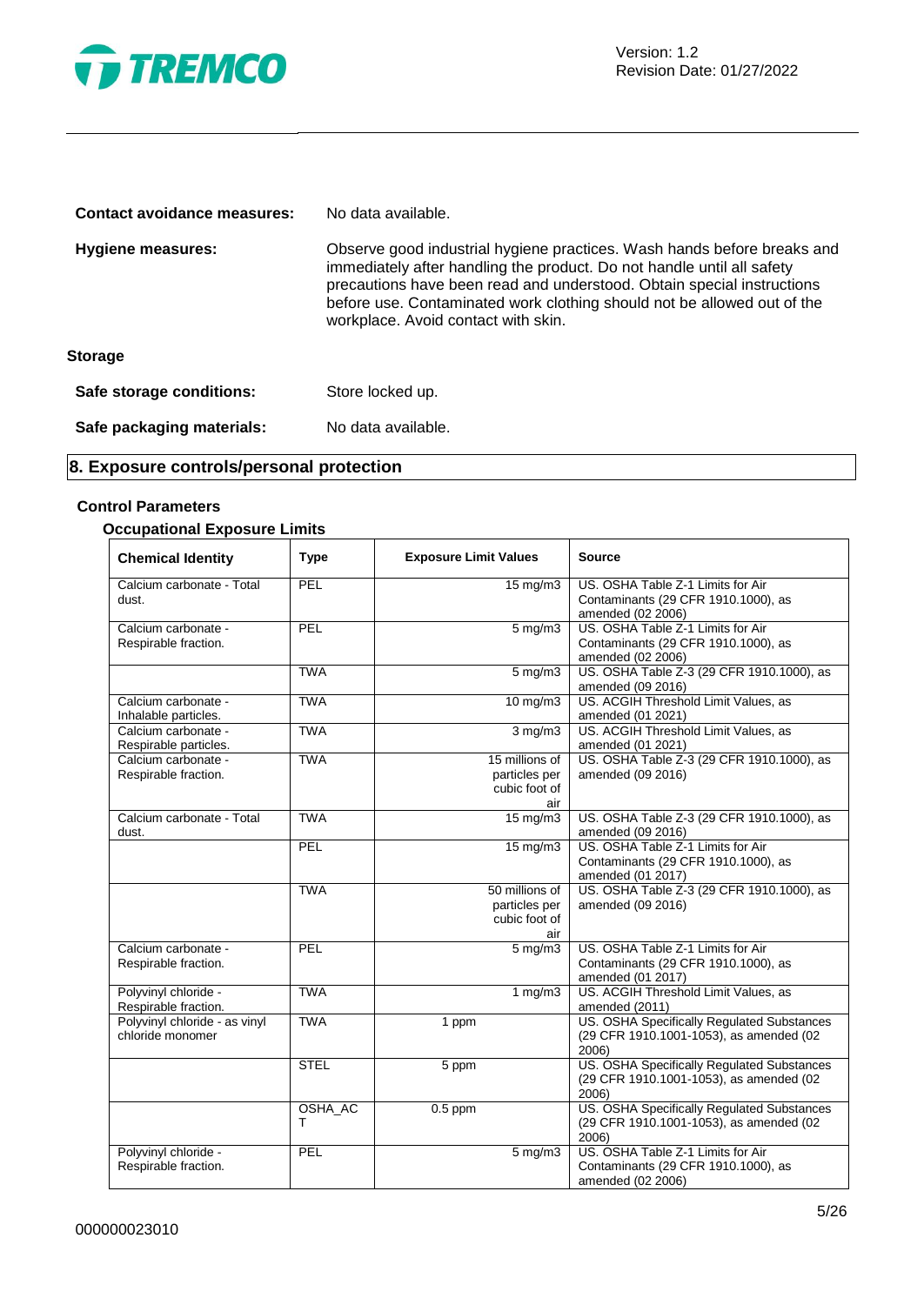**Contact avoidance measures:** No data available.

**Hygiene measures:** Observe good industrial hygiene practices. Wash hands before breaks and immediately after handling the product. Do not handle until all safety precautions have been read and understood. Obtain special instructions before use. Contaminated work clothing should not be allowed out of the workplace. Avoid contact with skin.

**Storage**

**Safe storage conditions:** Store locked up.

**Safe packaging materials:** No data available.

## 8. Exposure controls/personal protection

### Control Parameters

#### Occupational Exposure Limits

| Chemical Identity | Type | Exposure Limit Values | Source |
|---|---|---|---|
| Calcium carbonate - Total dust. | PEL | 15 mg/m3 | US. OSHA Table Z-1 Limits for Air Contaminants (29 CFR 1910.1000), as amended (02 2006) |
| Calcium carbonate - Respirable fraction. | PEL | 5 mg/m3 | US. OSHA Table Z-1 Limits for Air Contaminants (29 CFR 1910.1000), as amended (02 2006) |
| | TWA | 5 mg/m3 | US. OSHA Table Z-3 (29 CFR 1910.1000), as amended (09 2016) |
| Calcium carbonate - Inhalable particles. | TWA | 10 mg/m3 | US. ACGIH Threshold Limit Values, as amended (01 2021) |
| Calcium carbonate - Respirable particles. | TWA | 3 mg/m3 | US. ACGIH Threshold Limit Values, as amended (01 2021) |
| Calcium carbonate - Respirable fraction. | TWA | 15 millions of particles per cubic foot of air | US. OSHA Table Z-3 (29 CFR 1910.1000), as amended (09 2016) |
| Calcium carbonate - Total dust. | TWA | 15 mg/m3 | US. OSHA Table Z-3 (29 CFR 1910.1000), as amended (09 2016) |
| | PEL | 15 mg/m3 | US. OSHA Table Z-1 Limits for Air Contaminants (29 CFR 1910.1000), as amended (01 2017) |
| | TWA | 50 millions of particles per cubic foot of air | US. OSHA Table Z-3 (29 CFR 1910.1000), as amended (09 2016) |
| Calcium carbonate - Respirable fraction. | PEL | 5 mg/m3 | US. OSHA Table Z-1 Limits for Air Contaminants (29 CFR 1910.1000), as amended (01 2017) |
| Polyvinyl chloride - Respirable fraction. | TWA | 1 mg/m3 | US. ACGIH Threshold Limit Values, as amended (2011) |
| Polyvinyl chloride - as vinyl chloride monomer | TWA | 1 ppm | US. OSHA Specifically Regulated Substances (29 CFR 1910.1001-1053), as amended (02 2006) |
| | STEL | 5 ppm | US. OSHA Specifically Regulated Substances (29 CFR 1910.1001-1053), as amended (02 2006) |
| | OSHA_ACT | 0.5 ppm | US. OSHA Specifically Regulated Substances (29 CFR 1910.1001-1053), as amended (02 2006) |
| Polyvinyl chloride - Respirable fraction. | PEL | 5 mg/m3 | US. OSHA Table Z-1 Limits for Air Contaminants (29 CFR 1910.1000), as amended (02 2006) |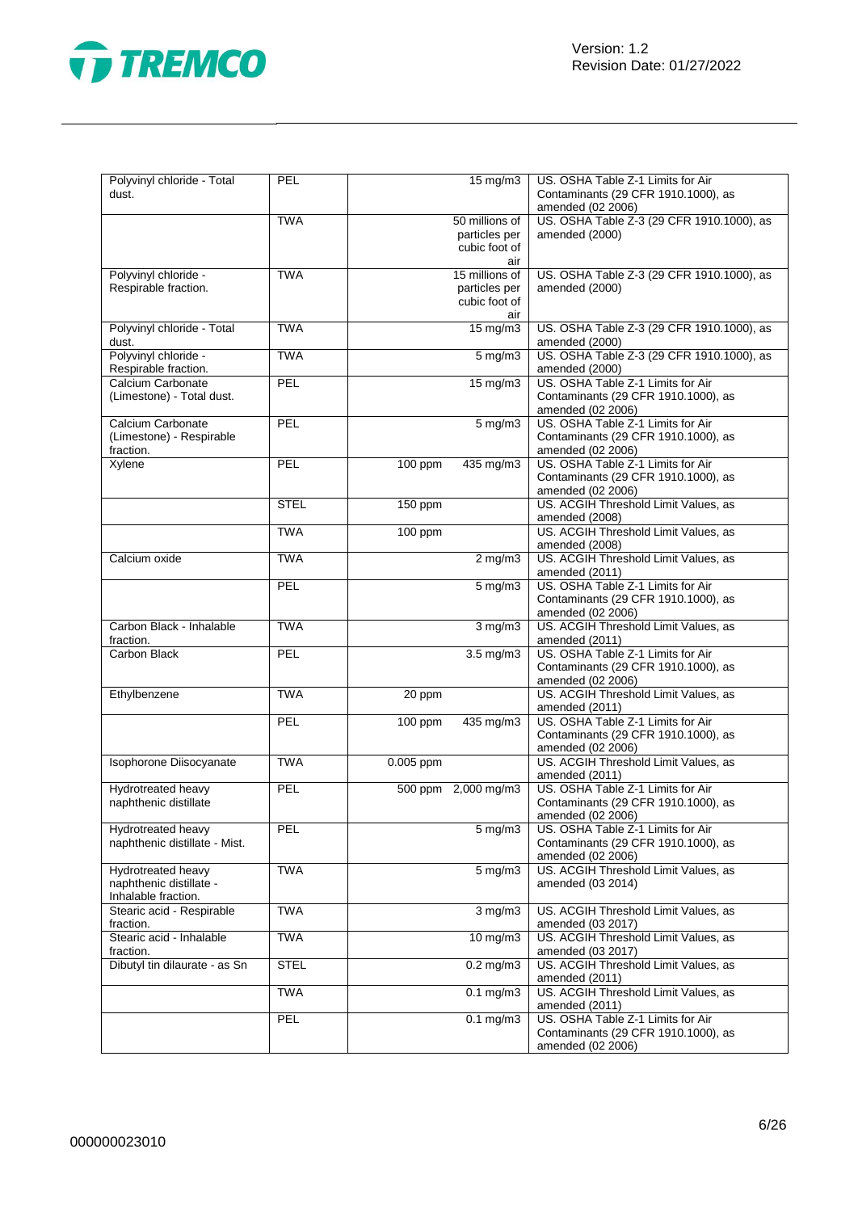| | | | | |
|---|---|---|---|---|
| Polyvinyl chloride - Total dust. | PEL | | 15 mg/m3 | US. OSHA Table Z-1 Limits for Air Contaminants (29 CFR 1910.1000), as amended (02 2006) |
| | TWA | | 50 millions of particles per cubic foot of air | US. OSHA Table Z-3 (29 CFR 1910.1000), as amended (2000) |
| Polyvinyl chloride - Respirable fraction. | TWA | | 15 millions of particles per cubic foot of air | US. OSHA Table Z-3 (29 CFR 1910.1000), as amended (2000) |
| Polyvinyl chloride - Total dust. | TWA | | 15 mg/m3 | US. OSHA Table Z-3 (29 CFR 1910.1000), as amended (2000) |
| Polyvinyl chloride - Respirable fraction. | TWA | | 5 mg/m3 | US. OSHA Table Z-3 (29 CFR 1910.1000), as amended (2000) |
| Calcium Carbonate (Limestone) - Total dust. | PEL | | 15 mg/m3 | US. OSHA Table Z-1 Limits for Air Contaminants (29 CFR 1910.1000), as amended (02 2006) |
| Calcium Carbonate (Limestone) - Respirable fraction. | PEL | | 5 mg/m3 | US. OSHA Table Z-1 Limits for Air Contaminants (29 CFR 1910.1000), as amended (02 2006) |
| Xylene | PEL | 100 ppm | 435 mg/m3 | US. OSHA Table Z-1 Limits for Air Contaminants (29 CFR 1910.1000), as amended (02 2006) |
| | STEL | 150 ppm | | US. ACGIH Threshold Limit Values, as amended (2008) |
| | TWA | 100 ppm | | US. ACGIH Threshold Limit Values, as amended (2008) |
| Calcium oxide | TWA | | 2 mg/m3 | US. ACGIH Threshold Limit Values, as amended (2011) |
| | PEL | | 5 mg/m3 | US. OSHA Table Z-1 Limits for Air Contaminants (29 CFR 1910.1000), as amended (02 2006) |
| Carbon Black - Inhalable fraction. | TWA | | 3 mg/m3 | US. ACGIH Threshold Limit Values, as amended (2011) |
| Carbon Black | PEL | | 3.5 mg/m3 | US. OSHA Table Z-1 Limits for Air Contaminants (29 CFR 1910.1000), as amended (02 2006) |
| Ethylbenzene | TWA | 20 ppm | | US. ACGIH Threshold Limit Values, as amended (2011) |
| | PEL | 100 ppm | 435 mg/m3 | US. OSHA Table Z-1 Limits for Air Contaminants (29 CFR 1910.1000), as amended (02 2006) |
| Isophorone Diisocyanate | TWA | 0.005 ppm | | US. ACGIH Threshold Limit Values, as amended (2011) |
| Hydrotreated heavy naphthenic distillate | PEL | 500 ppm | 2,000 mg/m3 | US. OSHA Table Z-1 Limits for Air Contaminants (29 CFR 1910.1000), as amended (02 2006) |
| Hydrotreated heavy naphthenic distillate - Mist. | PEL | | 5 mg/m3 | US. OSHA Table Z-1 Limits for Air Contaminants (29 CFR 1910.1000), as amended (02 2006) |
| Hydrotreated heavy naphthenic distillate - Inhalable fraction. | TWA | | 5 mg/m3 | US. ACGIH Threshold Limit Values, as amended (03 2014) |
| Stearic acid - Respirable fraction. | TWA | | 3 mg/m3 | US. ACGIH Threshold Limit Values, as amended (03 2017) |
| Stearic acid - Inhalable fraction. | TWA | | 10 mg/m3 | US. ACGIH Threshold Limit Values, as amended (03 2017) |
| Dibutyl tin dilaurate - as Sn | STEL | | 0.2 mg/m3 | US. ACGIH Threshold Limit Values, as amended (2011) |
| | TWA | | 0.1 mg/m3 | US. ACGIH Threshold Limit Values, as amended (2011) |
| | PEL | | 0.1 mg/m3 | US. OSHA Table Z-1 Limits for Air Contaminants (29 CFR 1910.1000), as amended (02 2006) |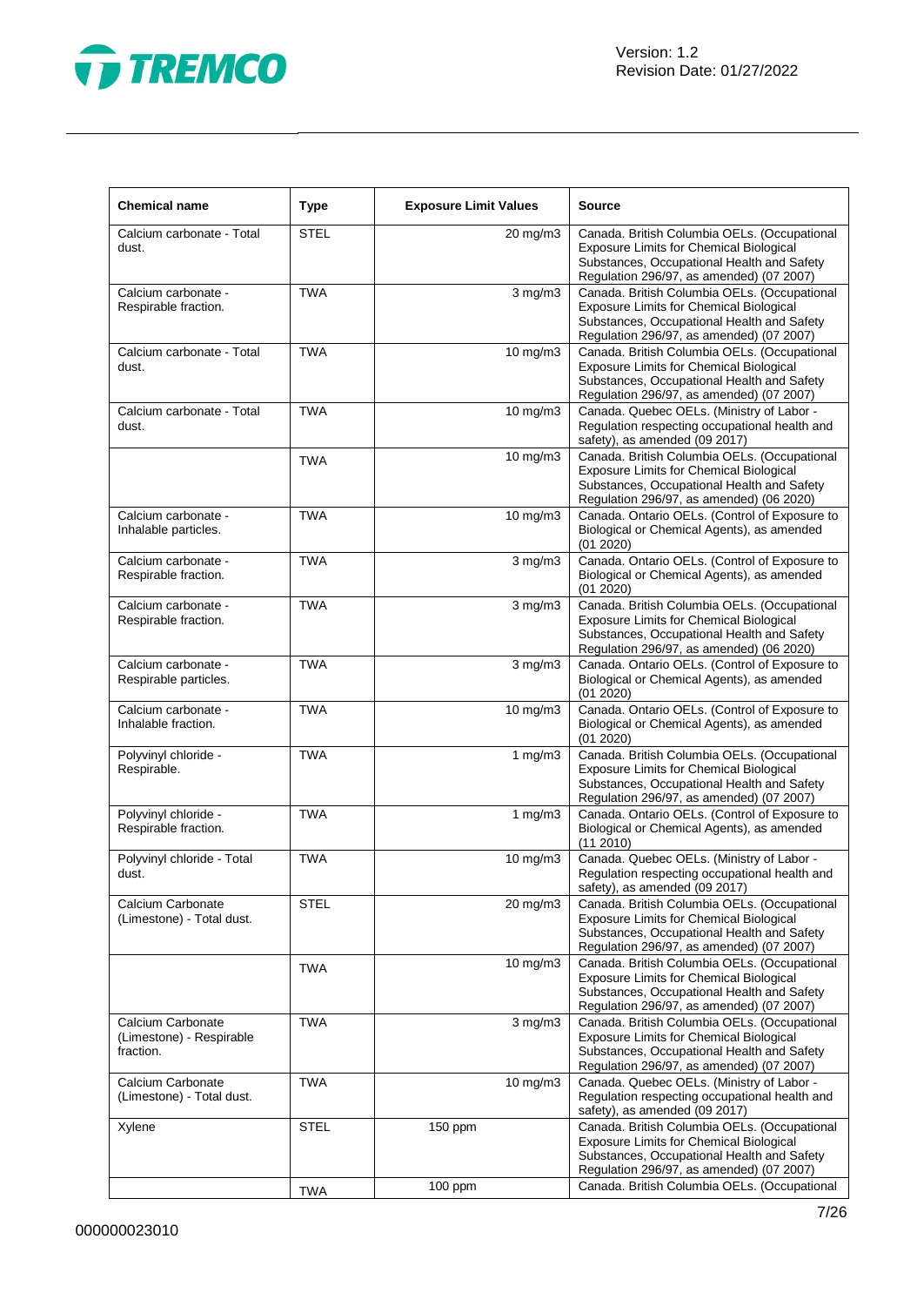| Chemical name | Type | Exposure Limit Values | Source |
|---|---|---|---|
| Calcium carbonate - Total dust. | STEL | 20 mg/m3 | Canada. British Columbia OELs. (Occupational Exposure Limits for Chemical Biological Substances, Occupational Health and Safety Regulation 296/97, as amended) (07 2007) |
| Calcium carbonate - Respirable fraction. | TWA | 3 mg/m3 | Canada. British Columbia OELs. (Occupational Exposure Limits for Chemical Biological Substances, Occupational Health and Safety Regulation 296/97, as amended) (07 2007) |
| Calcium carbonate - Total dust. | TWA | 10 mg/m3 | Canada. British Columbia OELs. (Occupational Exposure Limits for Chemical Biological Substances, Occupational Health and Safety Regulation 296/97, as amended) (07 2007) |
| Calcium carbonate - Total dust. | TWA | 10 mg/m3 | Canada. Quebec OELs. (Ministry of Labor - Regulation respecting occupational health and safety), as amended (09 2017) |
| | TWA | 10 mg/m3 | Canada. British Columbia OELs. (Occupational Exposure Limits for Chemical Biological Substances, Occupational Health and Safety Regulation 296/97, as amended) (06 2020) |
| Calcium carbonate - Inhalable particles. | TWA | 10 mg/m3 | Canada. Ontario OELs. (Control of Exposure to Biological or Chemical Agents), as amended (01 2020) |
| Calcium carbonate - Respirable fraction. | TWA | 3 mg/m3 | Canada. Ontario OELs. (Control of Exposure to Biological or Chemical Agents), as amended (01 2020) |
| Calcium carbonate - Respirable fraction. | TWA | 3 mg/m3 | Canada. British Columbia OELs. (Occupational Exposure Limits for Chemical Biological Substances, Occupational Health and Safety Regulation 296/97, as amended) (06 2020) |
| Calcium carbonate - Respirable particles. | TWA | 3 mg/m3 | Canada. Ontario OELs. (Control of Exposure to Biological or Chemical Agents), as amended (01 2020) |
| Calcium carbonate - Inhalable fraction. | TWA | 10 mg/m3 | Canada. Ontario OELs. (Control of Exposure to Biological or Chemical Agents), as amended (01 2020) |
| Polyvinyl chloride - Respirable. | TWA | 1 mg/m3 | Canada. British Columbia OELs. (Occupational Exposure Limits for Chemical Biological Substances, Occupational Health and Safety Regulation 296/97, as amended) (07 2007) |
| Polyvinyl chloride - Respirable fraction. | TWA | 1 mg/m3 | Canada. Ontario OELs. (Control of Exposure to Biological or Chemical Agents), as amended (11 2010) |
| Polyvinyl chloride - Total dust. | TWA | 10 mg/m3 | Canada. Quebec OELs. (Ministry of Labor - Regulation respecting occupational health and safety), as amended (09 2017) |
| Calcium Carbonate (Limestone) - Total dust. | STEL | 20 mg/m3 | Canada. British Columbia OELs. (Occupational Exposure Limits for Chemical Biological Substances, Occupational Health and Safety Regulation 296/97, as amended) (07 2007) |
| | TWA | 10 mg/m3 | Canada. British Columbia OELs. (Occupational Exposure Limits for Chemical Biological Substances, Occupational Health and Safety Regulation 296/97, as amended) (07 2007) |
| Calcium Carbonate (Limestone) - Respirable fraction. | TWA | 3 mg/m3 | Canada. British Columbia OELs. (Occupational Exposure Limits for Chemical Biological Substances, Occupational Health and Safety Regulation 296/97, as amended) (07 2007) |
| Calcium Carbonate (Limestone) - Total dust. | TWA | 10 mg/m3 | Canada. Quebec OELs. (Ministry of Labor - Regulation respecting occupational health and safety), as amended (09 2017) |
| Xylene | STEL | 150 ppm | Canada. British Columbia OELs. (Occupational Exposure Limits for Chemical Biological Substances, Occupational Health and Safety Regulation 296/97, as amended) (07 2007) |
| | TWA | 100 ppm | Canada. British Columbia OELs. (Occupational |

000000023010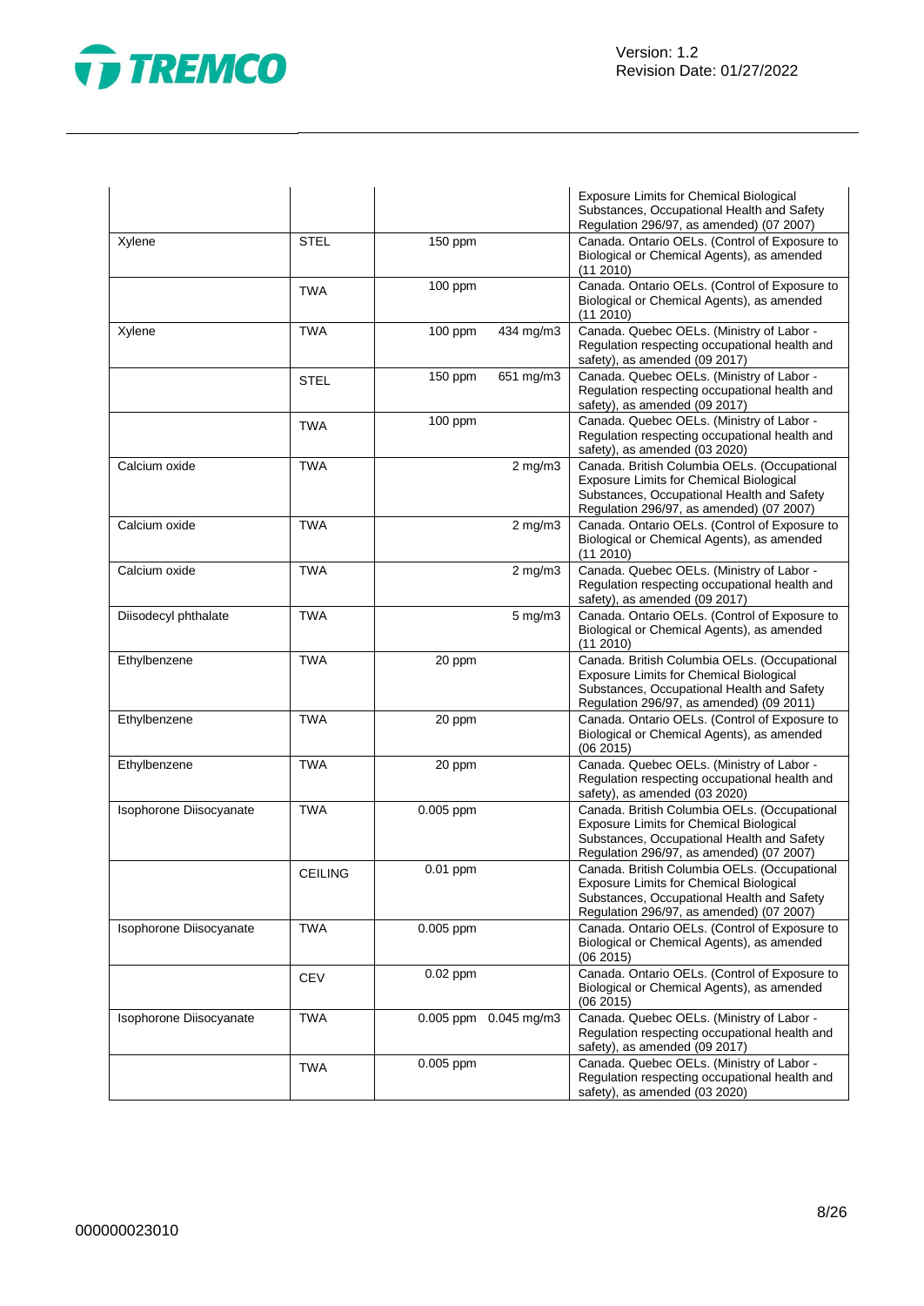| | | | | |
|---|---|---|---|---|
| | | | | Exposure Limits for Chemical Biological Substances, Occupational Health and Safety Regulation 296/97, as amended) (07 2007) |
| Xylene | STEL | 150 ppm | | Canada. Ontario OELs. (Control of Exposure to Biological or Chemical Agents), as amended (11 2010) |
| | TWA | 100 ppm | | Canada. Ontario OELs. (Control of Exposure to Biological or Chemical Agents), as amended (11 2010) |
| Xylene | TWA | 100 ppm | 434 mg/m3 | Canada. Quebec OELs. (Ministry of Labor - Regulation respecting occupational health and safety), as amended (09 2017) |
| | STEL | 150 ppm | 651 mg/m3 | Canada. Quebec OELs. (Ministry of Labor - Regulation respecting occupational health and safety), as amended (09 2017) |
| | TWA | 100 ppm | | Canada. Quebec OELs. (Ministry of Labor - Regulation respecting occupational health and safety), as amended (03 2020) |
| Calcium oxide | TWA | | 2 mg/m3 | Canada. British Columbia OELs. (Occupational Exposure Limits for Chemical Biological Substances, Occupational Health and Safety Regulation 296/97, as amended) (07 2007) |
| Calcium oxide | TWA | | 2 mg/m3 | Canada. Ontario OELs. (Control of Exposure to Biological or Chemical Agents), as amended (11 2010) |
| Calcium oxide | TWA | | 2 mg/m3 | Canada. Quebec OELs. (Ministry of Labor - Regulation respecting occupational health and safety), as amended (09 2017) |
| Diisodecyl phthalate | TWA | | 5 mg/m3 | Canada. Ontario OELs. (Control of Exposure to Biological or Chemical Agents), as amended (11 2010) |
| Ethylbenzene | TWA | 20 ppm | | Canada. British Columbia OELs. (Occupational Exposure Limits for Chemical Biological Substances, Occupational Health and Safety Regulation 296/97, as amended) (09 2011) |
| Ethylbenzene | TWA | 20 ppm | | Canada. Ontario OELs. (Control of Exposure to Biological or Chemical Agents), as amended (06 2015) |
| Ethylbenzene | TWA | 20 ppm | | Canada. Quebec OELs. (Ministry of Labor - Regulation respecting occupational health and safety), as amended (03 2020) |
| Isophorone Diisocyanate | TWA | 0.005 ppm | | Canada. British Columbia OELs. (Occupational Exposure Limits for Chemical Biological Substances, Occupational Health and Safety Regulation 296/97, as amended) (07 2007) |
| | CEILING | 0.01 ppm | | Canada. British Columbia OELs. (Occupational Exposure Limits for Chemical Biological Substances, Occupational Health and Safety Regulation 296/97, as amended) (07 2007) |
| Isophorone Diisocyanate | TWA | 0.005 ppm | | Canada. Ontario OELs. (Control of Exposure to Biological or Chemical Agents), as amended (06 2015) |
| | CEV | 0.02 ppm | | Canada. Ontario OELs. (Control of Exposure to Biological or Chemical Agents), as amended (06 2015) |
| Isophorone Diisocyanate | TWA | 0.005 ppm | 0.045 mg/m3 | Canada. Quebec OELs. (Ministry of Labor - Regulation respecting occupational health and safety), as amended (09 2017) |
| | TWA | 0.005 ppm | | Canada. Quebec OELs. (Ministry of Labor - Regulation respecting occupational health and safety), as amended (03 2020) |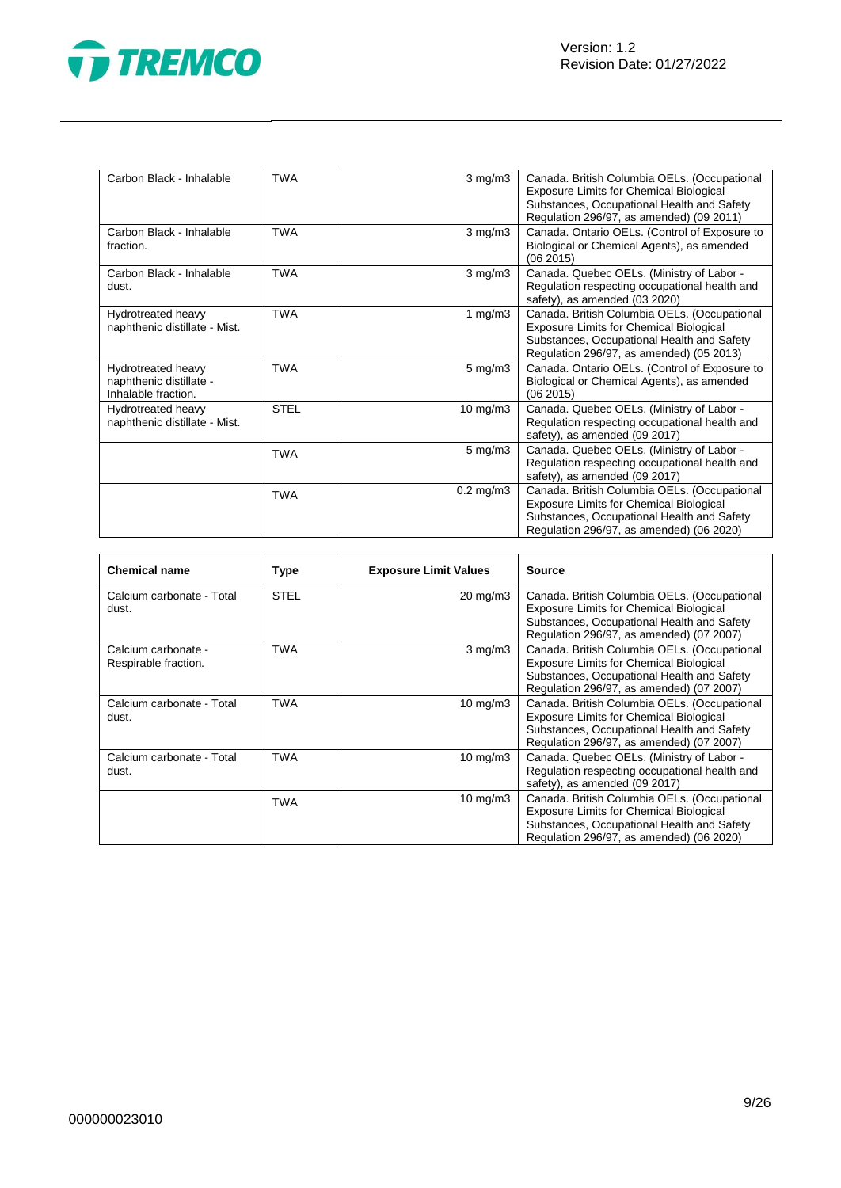| | | | |
|---|---|---|---|
| Carbon Black - Inhalable | TWA | 3 mg/m3 | Canada. British Columbia OELs. (Occupational Exposure Limits for Chemical Biological Substances, Occupational Health and Safety Regulation 296/97, as amended) (09 2011) |
| Carbon Black - Inhalable fraction. | TWA | 3 mg/m3 | Canada. Ontario OELs. (Control of Exposure to Biological or Chemical Agents), as amended (06 2015) |
| Carbon Black - Inhalable dust. | TWA | 3 mg/m3 | Canada. Quebec OELs. (Ministry of Labor - Regulation respecting occupational health and safety), as amended (03 2020) |
| Hydrotreated heavy naphthenic distillate - Mist. | TWA | 1 mg/m3 | Canada. British Columbia OELs. (Occupational Exposure Limits for Chemical Biological Substances, Occupational Health and Safety Regulation 296/97, as amended) (05 2013) |
| Hydrotreated heavy naphthenic distillate - Inhalable fraction. | TWA | 5 mg/m3 | Canada. Ontario OELs. (Control of Exposure to Biological or Chemical Agents), as amended (06 2015) |
| Hydrotreated heavy naphthenic distillate - Mist. | STEL | 10 mg/m3 | Canada. Quebec OELs. (Ministry of Labor - Regulation respecting occupational health and safety), as amended (09 2017) |
| | TWA | 5 mg/m3 | Canada. Quebec OELs. (Ministry of Labor - Regulation respecting occupational health and safety), as amended (09 2017) |
| | TWA | 0.2 mg/m3 | Canada. British Columbia OELs. (Occupational Exposure Limits for Chemical Biological Substances, Occupational Health and Safety Regulation 296/97, as amended) (06 2020) |

| Chemical name | Type | Exposure Limit Values | Source |
|---|---|---|---|
| Calcium carbonate - Total dust. | STEL | 20 mg/m3 | Canada. British Columbia OELs. (Occupational Exposure Limits for Chemical Biological Substances, Occupational Health and Safety Regulation 296/97, as amended) (07 2007) |
| Calcium carbonate - Respirable fraction. | TWA | 3 mg/m3 | Canada. British Columbia OELs. (Occupational Exposure Limits for Chemical Biological Substances, Occupational Health and Safety Regulation 296/97, as amended) (07 2007) |
| Calcium carbonate - Total dust. | TWA | 10 mg/m3 | Canada. British Columbia OELs. (Occupational Exposure Limits for Chemical Biological Substances, Occupational Health and Safety Regulation 296/97, as amended) (07 2007) |
| Calcium carbonate - Total dust. | TWA | 10 mg/m3 | Canada. Quebec OELs. (Ministry of Labor - Regulation respecting occupational health and safety), as amended (09 2017) |
| | TWA | 10 mg/m3 | Canada. British Columbia OELs. (Occupational Exposure Limits for Chemical Biological Substances, Occupational Health and Safety Regulation 296/97, as amended) (06 2020) |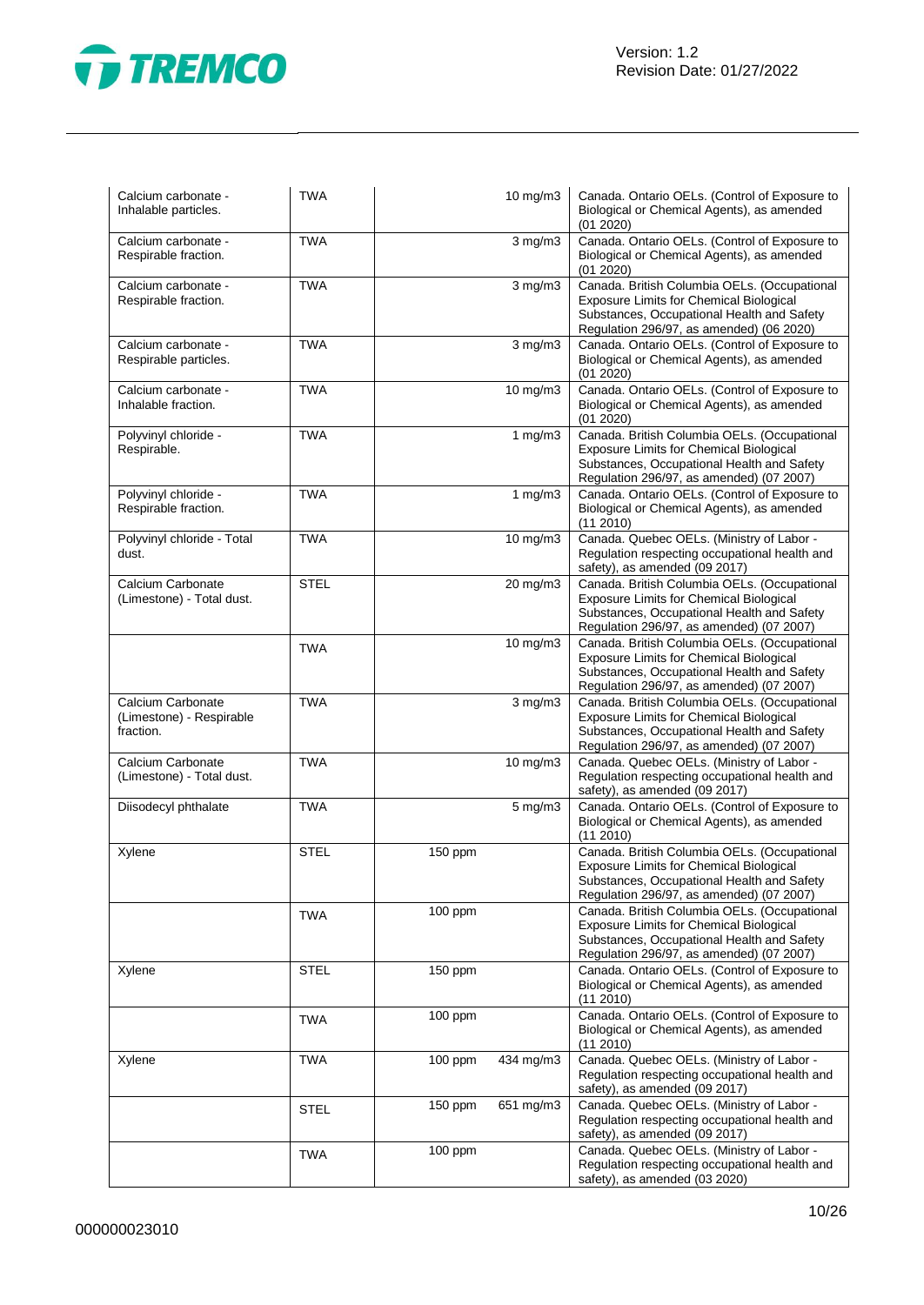| | | | | |
|---|---|---|---|---|
| Calcium carbonate - Inhalable particles. | TWA | | 10 mg/m3 | Canada. Ontario OELs. (Control of Exposure to Biological or Chemical Agents), as amended (01 2020) |
| Calcium carbonate - Respirable fraction. | TWA | | 3 mg/m3 | Canada. Ontario OELs. (Control of Exposure to Biological or Chemical Agents), as amended (01 2020) |
| Calcium carbonate - Respirable fraction. | TWA | | 3 mg/m3 | Canada. British Columbia OELs. (Occupational Exposure Limits for Chemical Biological Substances, Occupational Health and Safety Regulation 296/97, as amended) (06 2020) |
| Calcium carbonate - Respirable particles. | TWA | | 3 mg/m3 | Canada. Ontario OELs. (Control of Exposure to Biological or Chemical Agents), as amended (01 2020) |
| Calcium carbonate - Inhalable fraction. | TWA | | 10 mg/m3 | Canada. Ontario OELs. (Control of Exposure to Biological or Chemical Agents), as amended (01 2020) |
| Polyvinyl chloride - Respirable. | TWA | | 1 mg/m3 | Canada. British Columbia OELs. (Occupational Exposure Limits for Chemical Biological Substances, Occupational Health and Safety Regulation 296/97, as amended) (07 2007) |
| Polyvinyl chloride - Respirable fraction. | TWA | | 1 mg/m3 | Canada. Ontario OELs. (Control of Exposure to Biological or Chemical Agents), as amended (11 2010) |
| Polyvinyl chloride - Total dust. | TWA | | 10 mg/m3 | Canada. Quebec OELs. (Ministry of Labor - Regulation respecting occupational health and safety), as amended (09 2017) |
| Calcium Carbonate (Limestone) - Total dust. | STEL | | 20 mg/m3 | Canada. British Columbia OELs. (Occupational Exposure Limits for Chemical Biological Substances, Occupational Health and Safety Regulation 296/97, as amended) (07 2007) |
| | TWA | | 10 mg/m3 | Canada. British Columbia OELs. (Occupational Exposure Limits for Chemical Biological Substances, Occupational Health and Safety Regulation 296/97, as amended) (07 2007) |
| Calcium Carbonate (Limestone) - Respirable fraction. | TWA | | 3 mg/m3 | Canada. British Columbia OELs. (Occupational Exposure Limits for Chemical Biological Substances, Occupational Health and Safety Regulation 296/97, as amended) (07 2007) |
| Calcium Carbonate (Limestone) - Total dust. | TWA | | 10 mg/m3 | Canada. Quebec OELs. (Ministry of Labor - Regulation respecting occupational health and safety), as amended (09 2017) |
| Diisodecyl phthalate | TWA | | 5 mg/m3 | Canada. Ontario OELs. (Control of Exposure to Biological or Chemical Agents), as amended (11 2010) |
| Xylene | STEL | 150 ppm | | Canada. British Columbia OELs. (Occupational Exposure Limits for Chemical Biological Substances, Occupational Health and Safety Regulation 296/97, as amended) (07 2007) |
| | TWA | 100 ppm | | Canada. British Columbia OELs. (Occupational Exposure Limits for Chemical Biological Substances, Occupational Health and Safety Regulation 296/97, as amended) (07 2007) |
| Xylene | STEL | 150 ppm | | Canada. Ontario OELs. (Control of Exposure to Biological or Chemical Agents), as amended (11 2010) |
| | TWA | 100 ppm | | Canada. Ontario OELs. (Control of Exposure to Biological or Chemical Agents), as amended (11 2010) |
| Xylene | TWA | 100 ppm | 434 mg/m3 | Canada. Quebec OELs. (Ministry of Labor - Regulation respecting occupational health and safety), as amended (09 2017) |
| | STEL | 150 ppm | 651 mg/m3 | Canada. Quebec OELs. (Ministry of Labor - Regulation respecting occupational health and safety), as amended (09 2017) |
| | TWA | 100 ppm | | Canada. Quebec OELs. (Ministry of Labor - Regulation respecting occupational health and safety), as amended (03 2020) |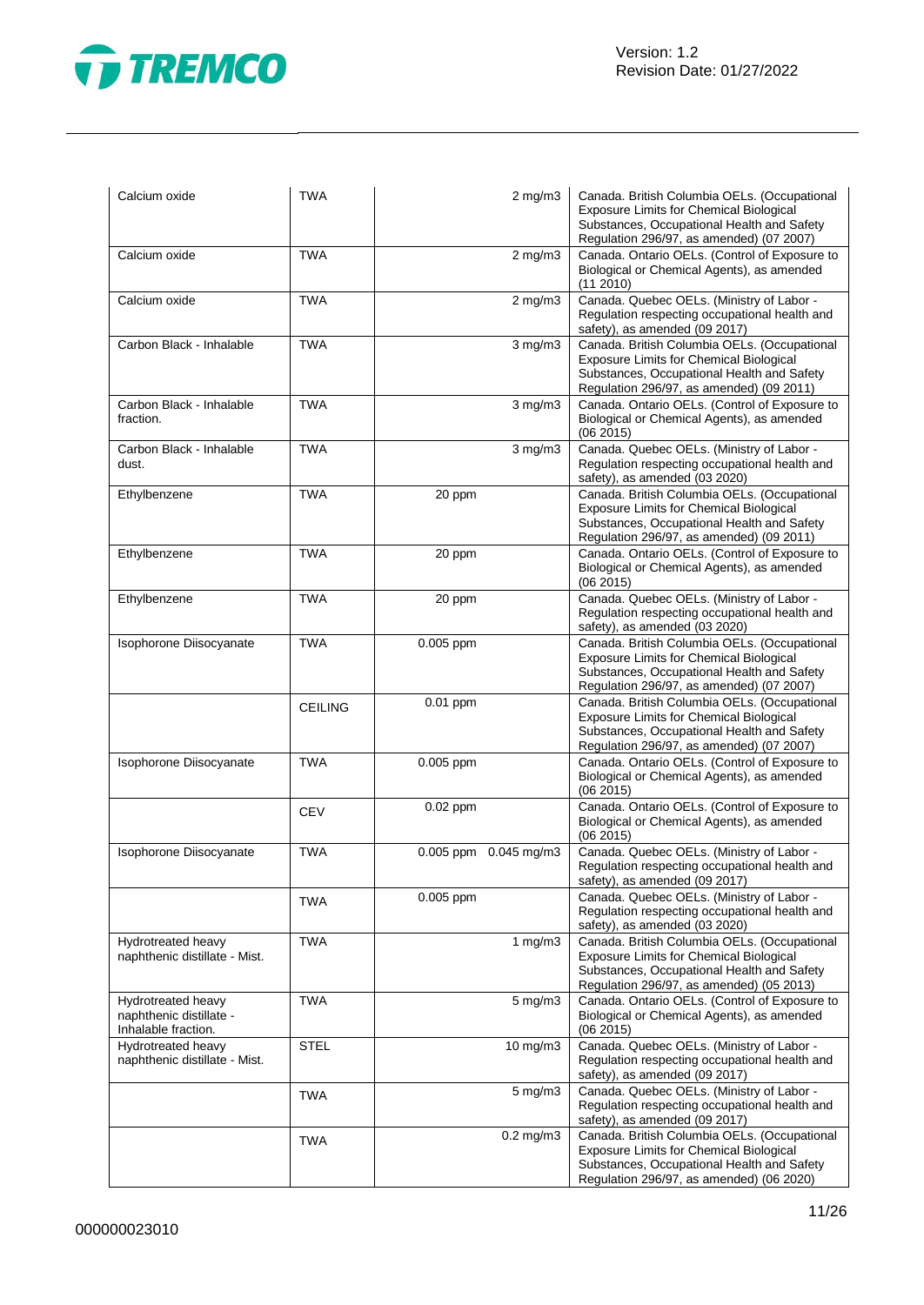| | | | | |
|---|---|---|---|---|
| Calcium oxide | TWA | | 2 mg/m3 | Canada. British Columbia OELs. (Occupational Exposure Limits for Chemical Biological Substances, Occupational Health and Safety Regulation 296/97, as amended) (07 2007) |
| Calcium oxide | TWA | | 2 mg/m3 | Canada. Ontario OELs. (Control of Exposure to Biological or Chemical Agents), as amended (11 2010) |
| Calcium oxide | TWA | | 2 mg/m3 | Canada. Quebec OELs. (Ministry of Labor - Regulation respecting occupational health and safety), as amended (09 2017) |
| Carbon Black - Inhalable | TWA | | 3 mg/m3 | Canada. British Columbia OELs. (Occupational Exposure Limits for Chemical Biological Substances, Occupational Health and Safety Regulation 296/97, as amended) (09 2011) |
| Carbon Black - Inhalable fraction. | TWA | | 3 mg/m3 | Canada. Ontario OELs. (Control of Exposure to Biological or Chemical Agents), as amended (06 2015) |
| Carbon Black - Inhalable dust. | TWA | | 3 mg/m3 | Canada. Quebec OELs. (Ministry of Labor - Regulation respecting occupational health and safety), as amended (03 2020) |
| Ethylbenzene | TWA | 20 ppm | | Canada. British Columbia OELs. (Occupational Exposure Limits for Chemical Biological Substances, Occupational Health and Safety Regulation 296/97, as amended) (09 2011) |
| Ethylbenzene | TWA | 20 ppm | | Canada. Ontario OELs. (Control of Exposure to Biological or Chemical Agents), as amended (06 2015) |
| Ethylbenzene | TWA | 20 ppm | | Canada. Quebec OELs. (Ministry of Labor - Regulation respecting occupational health and safety), as amended (03 2020) |
| Isophorone Diisocyanate | TWA | 0.005 ppm | | Canada. British Columbia OELs. (Occupational Exposure Limits for Chemical Biological Substances, Occupational Health and Safety Regulation 296/97, as amended) (07 2007) |
| | CEILING | 0.01 ppm | | Canada. British Columbia OELs. (Occupational Exposure Limits for Chemical Biological Substances, Occupational Health and Safety Regulation 296/97, as amended) (07 2007) |
| Isophorone Diisocyanate | TWA | 0.005 ppm | | Canada. Ontario OELs. (Control of Exposure to Biological or Chemical Agents), as amended (06 2015) |
| | CEV | 0.02 ppm | | Canada. Ontario OELs. (Control of Exposure to Biological or Chemical Agents), as amended (06 2015) |
| Isophorone Diisocyanate | TWA | 0.005 ppm | 0.045 mg/m3 | Canada. Quebec OELs. (Ministry of Labor - Regulation respecting occupational health and safety), as amended (09 2017) |
| | TWA | 0.005 ppm | | Canada. Quebec OELs. (Ministry of Labor - Regulation respecting occupational health and safety), as amended (03 2020) |
| Hydrotreated heavy naphthenic distillate - Mist. | TWA | | 1 mg/m3 | Canada. British Columbia OELs. (Occupational Exposure Limits for Chemical Biological Substances, Occupational Health and Safety Regulation 296/97, as amended) (05 2013) |
| Hydrotreated heavy naphthenic distillate - Inhalable fraction. | TWA | | 5 mg/m3 | Canada. Ontario OELs. (Control of Exposure to Biological or Chemical Agents), as amended (06 2015) |
| Hydrotreated heavy naphthenic distillate - Mist. | STEL | | 10 mg/m3 | Canada. Quebec OELs. (Ministry of Labor - Regulation respecting occupational health and safety), as amended (09 2017) |
| | TWA | | 5 mg/m3 | Canada. Quebec OELs. (Ministry of Labor - Regulation respecting occupational health and safety), as amended (09 2017) |
| | TWA | | 0.2 mg/m3 | Canada. British Columbia OELs. (Occupational Exposure Limits for Chemical Biological Substances, Occupational Health and Safety Regulation 296/97, as amended) (06 2020) |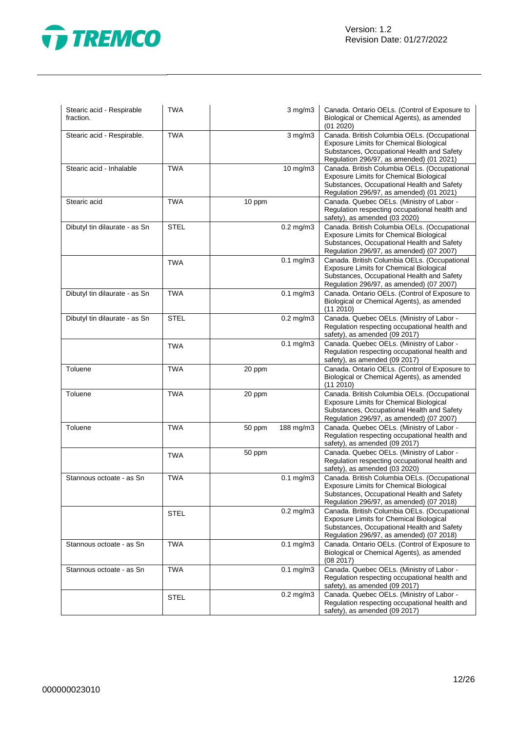| | | | | |
|---|---|---|---|---|
| Stearic acid - Respirable fraction. | TWA | | 3 mg/m3 | Canada. Ontario OELs. (Control of Exposure to Biological or Chemical Agents), as amended (01 2020) |
| Stearic acid - Respirable. | TWA | | 3 mg/m3 | Canada. British Columbia OELs. (Occupational Exposure Limits for Chemical Biological Substances, Occupational Health and Safety Regulation 296/97, as amended) (01 2021) |
| Stearic acid - Inhalable | TWA | | 10 mg/m3 | Canada. British Columbia OELs. (Occupational Exposure Limits for Chemical Biological Substances, Occupational Health and Safety Regulation 296/97, as amended) (01 2021) |
| Stearic acid | TWA | 10 ppm | | Canada. Quebec OELs. (Ministry of Labor - Regulation respecting occupational health and safety), as amended (03 2020) |
| Dibutyl tin dilaurate - as Sn | STEL | | 0.2 mg/m3 | Canada. British Columbia OELs. (Occupational Exposure Limits for Chemical Biological Substances, Occupational Health and Safety Regulation 296/97, as amended) (07 2007) |
| | TWA | | 0.1 mg/m3 | Canada. British Columbia OELs. (Occupational Exposure Limits for Chemical Biological Substances, Occupational Health and Safety Regulation 296/97, as amended) (07 2007) |
| Dibutyl tin dilaurate - as Sn | TWA | | 0.1 mg/m3 | Canada. Ontario OELs. (Control of Exposure to Biological or Chemical Agents), as amended (11 2010) |
| Dibutyl tin dilaurate - as Sn | STEL | | 0.2 mg/m3 | Canada. Quebec OELs. (Ministry of Labor - Regulation respecting occupational health and safety), as amended (09 2017) |
| | TWA | | 0.1 mg/m3 | Canada. Quebec OELs. (Ministry of Labor - Regulation respecting occupational health and safety), as amended (09 2017) |
| Toluene | TWA | 20 ppm | | Canada. Ontario OELs. (Control of Exposure to Biological or Chemical Agents), as amended (11 2010) |
| Toluene | TWA | 20 ppm | | Canada. British Columbia OELs. (Occupational Exposure Limits for Chemical Biological Substances, Occupational Health and Safety Regulation 296/97, as amended) (07 2007) |
| Toluene | TWA | 50 ppm | 188 mg/m3 | Canada. Quebec OELs. (Ministry of Labor - Regulation respecting occupational health and safety), as amended (09 2017) |
| | TWA | 50 ppm | | Canada. Quebec OELs. (Ministry of Labor - Regulation respecting occupational health and safety), as amended (03 2020) |
| Stannous octoate - as Sn | TWA | | 0.1 mg/m3 | Canada. British Columbia OELs. (Occupational Exposure Limits for Chemical Biological Substances, Occupational Health and Safety Regulation 296/97, as amended) (07 2018) |
| | STEL | | 0.2 mg/m3 | Canada. British Columbia OELs. (Occupational Exposure Limits for Chemical Biological Substances, Occupational Health and Safety Regulation 296/97, as amended) (07 2018) |
| Stannous octoate - as Sn | TWA | | 0.1 mg/m3 | Canada. Ontario OELs. (Control of Exposure to Biological or Chemical Agents), as amended (08 2017) |
| Stannous octoate - as Sn | TWA | | 0.1 mg/m3 | Canada. Quebec OELs. (Ministry of Labor - Regulation respecting occupational health and safety), as amended (09 2017) |
| | STEL | | 0.2 mg/m3 | Canada. Quebec OELs. (Ministry of Labor - Regulation respecting occupational health and safety), as amended (09 2017) |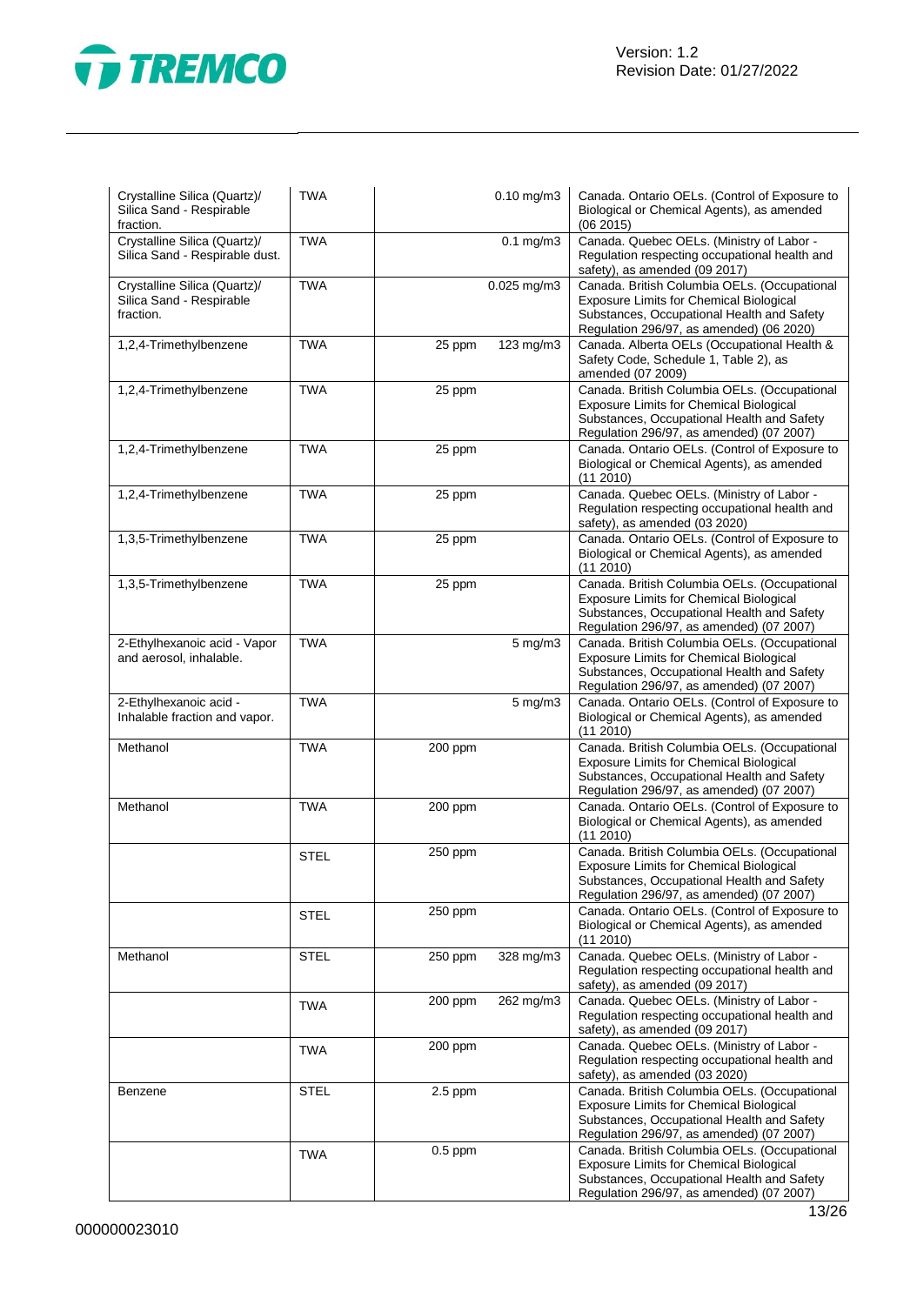| | | | | |
|---|---|---|---|---|
| Crystalline Silica (Quartz)/ Silica Sand - Respirable fraction. | TWA | | 0.10 mg/m3 | Canada. Ontario OELs. (Control of Exposure to Biological or Chemical Agents), as amended (06 2015) |
| Crystalline Silica (Quartz)/ Silica Sand - Respirable dust. | TWA | | 0.1 mg/m3 | Canada. Quebec OELs. (Ministry of Labor - Regulation respecting occupational health and safety), as amended (09 2017) |
| Crystalline Silica (Quartz)/ Silica Sand - Respirable fraction. | TWA | | 0.025 mg/m3 | Canada. British Columbia OELs. (Occupational Exposure Limits for Chemical Biological Substances, Occupational Health and Safety Regulation 296/97, as amended) (06 2020) |
| 1,2,4-Trimethylbenzene | TWA | 25 ppm | 123 mg/m3 | Canada. Alberta OELs (Occupational Health & Safety Code, Schedule 1, Table 2), as amended (07 2009) |
| 1,2,4-Trimethylbenzene | TWA | 25 ppm | | Canada. British Columbia OELs. (Occupational Exposure Limits for Chemical Biological Substances, Occupational Health and Safety Regulation 296/97, as amended) (07 2007) |
| 1,2,4-Trimethylbenzene | TWA | 25 ppm | | Canada. Ontario OELs. (Control of Exposure to Biological or Chemical Agents), as amended (11 2010) |
| 1,2,4-Trimethylbenzene | TWA | 25 ppm | | Canada. Quebec OELs. (Ministry of Labor - Regulation respecting occupational health and safety), as amended (03 2020) |
| 1,3,5-Trimethylbenzene | TWA | 25 ppm | | Canada. Ontario OELs. (Control of Exposure to Biological or Chemical Agents), as amended (11 2010) |
| 1,3,5-Trimethylbenzene | TWA | 25 ppm | | Canada. British Columbia OELs. (Occupational Exposure Limits for Chemical Biological Substances, Occupational Health and Safety Regulation 296/97, as amended) (07 2007) |
| 2-Ethylhexanoic acid - Vapor and aerosol, inhalable. | TWA | | 5 mg/m3 | Canada. British Columbia OELs. (Occupational Exposure Limits for Chemical Biological Substances, Occupational Health and Safety Regulation 296/97, as amended) (07 2007) |
| 2-Ethylhexanoic acid - Inhalable fraction and vapor. | TWA | | 5 mg/m3 | Canada. Ontario OELs. (Control of Exposure to Biological or Chemical Agents), as amended (11 2010) |
| Methanol | TWA | 200 ppm | | Canada. British Columbia OELs. (Occupational Exposure Limits for Chemical Biological Substances, Occupational Health and Safety Regulation 296/97, as amended) (07 2007) |
| Methanol | TWA | 200 ppm | | Canada. Ontario OELs. (Control of Exposure to Biological or Chemical Agents), as amended (11 2010) |
| | STEL | 250 ppm | | Canada. British Columbia OELs. (Occupational Exposure Limits for Chemical Biological Substances, Occupational Health and Safety Regulation 296/97, as amended) (07 2007) |
| | STEL | 250 ppm | | Canada. Ontario OELs. (Control of Exposure to Biological or Chemical Agents), as amended (11 2010) |
| Methanol | STEL | 250 ppm | 328 mg/m3 | Canada. Quebec OELs. (Ministry of Labor - Regulation respecting occupational health and safety), as amended (09 2017) |
| | TWA | 200 ppm | 262 mg/m3 | Canada. Quebec OELs. (Ministry of Labor - Regulation respecting occupational health and safety), as amended (09 2017) |
| | TWA | 200 ppm | | Canada. Quebec OELs. (Ministry of Labor - Regulation respecting occupational health and safety), as amended (03 2020) |
| Benzene | STEL | 2.5 ppm | | Canada. British Columbia OELs. (Occupational Exposure Limits for Chemical Biological Substances, Occupational Health and Safety Regulation 296/97, as amended) (07 2007) |
| | TWA | 0.5 ppm | | Canada. British Columbia OELs. (Occupational Exposure Limits for Chemical Biological Substances, Occupational Health and Safety Regulation 296/97, as amended) (07 2007) |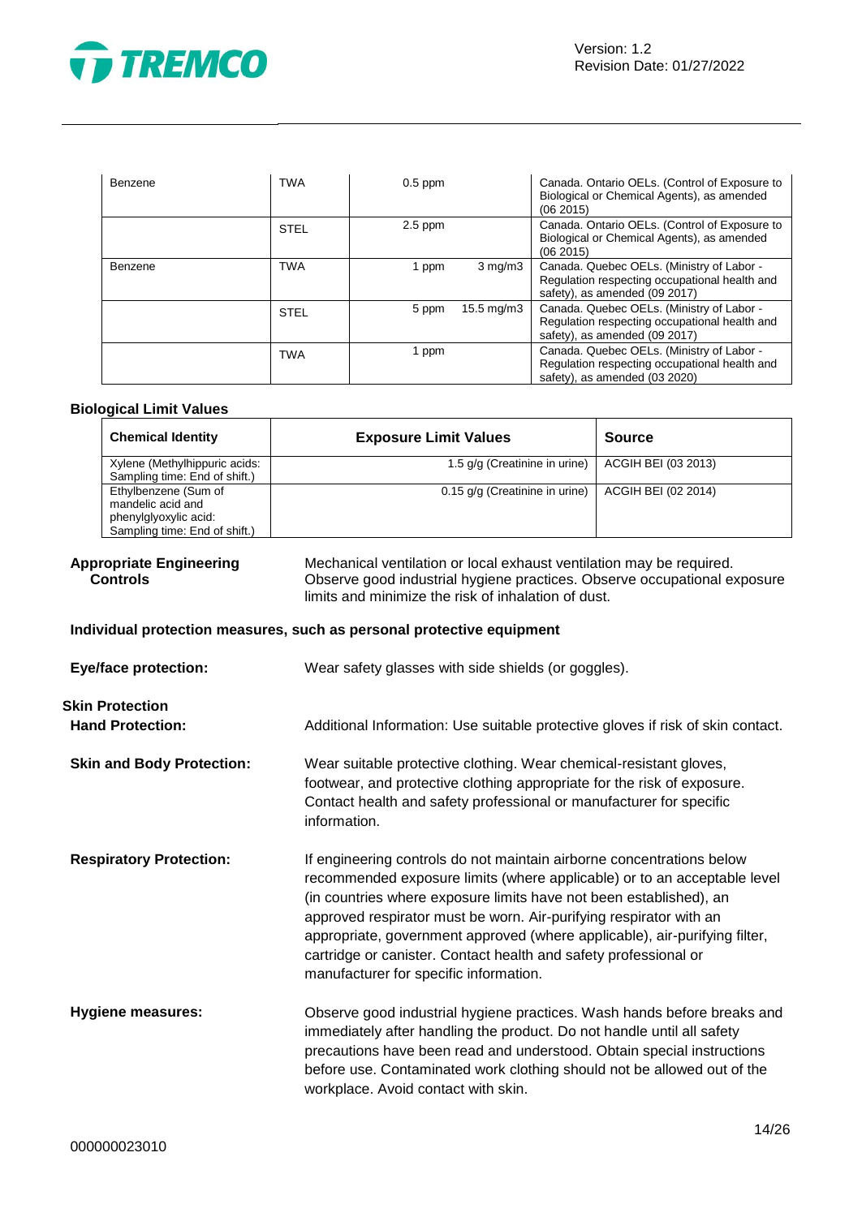| | | | | |
|---|---|---|---|---|
| Benzene | TWA | 0.5 ppm | | Canada. Ontario OELs. (Control of Exposure to Biological or Chemical Agents), as amended (06 2015) |
| | STEL | 2.5 ppm | | Canada. Ontario OELs. (Control of Exposure to Biological or Chemical Agents), as amended (06 2015) |
| Benzene | TWA | 1 ppm | 3 mg/m3 | Canada. Quebec OELs. (Ministry of Labor - Regulation respecting occupational health and safety), as amended (09 2017) |
| | STEL | 5 ppm | 15.5 mg/m3 | Canada. Quebec OELs. (Ministry of Labor - Regulation respecting occupational health and safety), as amended (09 2017) |
| | TWA | 1 ppm | | Canada. Quebec OELs. (Ministry of Labor - Regulation respecting occupational health and safety), as amended (03 2020) |

**Biological Limit Values**

| Chemical Identity | Exposure Limit Values | Source |
|---|---|---|
| Xylene (Methylhippuric acids: Sampling time: End of shift.) | 1.5 g/g (Creatinine in urine) | ACGIH BEI (03 2013) |
| Ethylbenzene (Sum of mandelic acid and phenylglyoxylic acid: Sampling time: End of shift.) | 0.15 g/g (Creatinine in urine) | ACGIH BEI (02 2014) |

**Appropriate Engineering Controls** Mechanical ventilation or local exhaust ventilation may be required. Observe good industrial hygiene practices. Observe occupational exposure limits and minimize the risk of inhalation of dust.

**Individual protection measures, such as personal protective equipment**

**Eye/face protection:** Wear safety glasses with side shields (or goggles).

**Skin Protection**

**Hand Protection:** Additional Information: Use suitable protective gloves if risk of skin contact.

**Skin and Body Protection:** Wear suitable protective clothing. Wear chemical-resistant gloves, footwear, and protective clothing appropriate for the risk of exposure. Contact health and safety professional or manufacturer for specific information.

**Respiratory Protection:** If engineering controls do not maintain airborne concentrations below recommended exposure limits (where applicable) or to an acceptable level (in countries where exposure limits have not been established), an approved respirator must be worn. Air-purifying respirator with an appropriate, government approved (where applicable), air-purifying filter, cartridge or canister. Contact health and safety professional or manufacturer for specific information.

**Hygiene measures:** Observe good industrial hygiene practices. Wash hands before breaks and immediately after handling the product. Do not handle until all safety precautions have been read and understood. Obtain special instructions before use. Contaminated work clothing should not be allowed out of the workplace. Avoid contact with skin.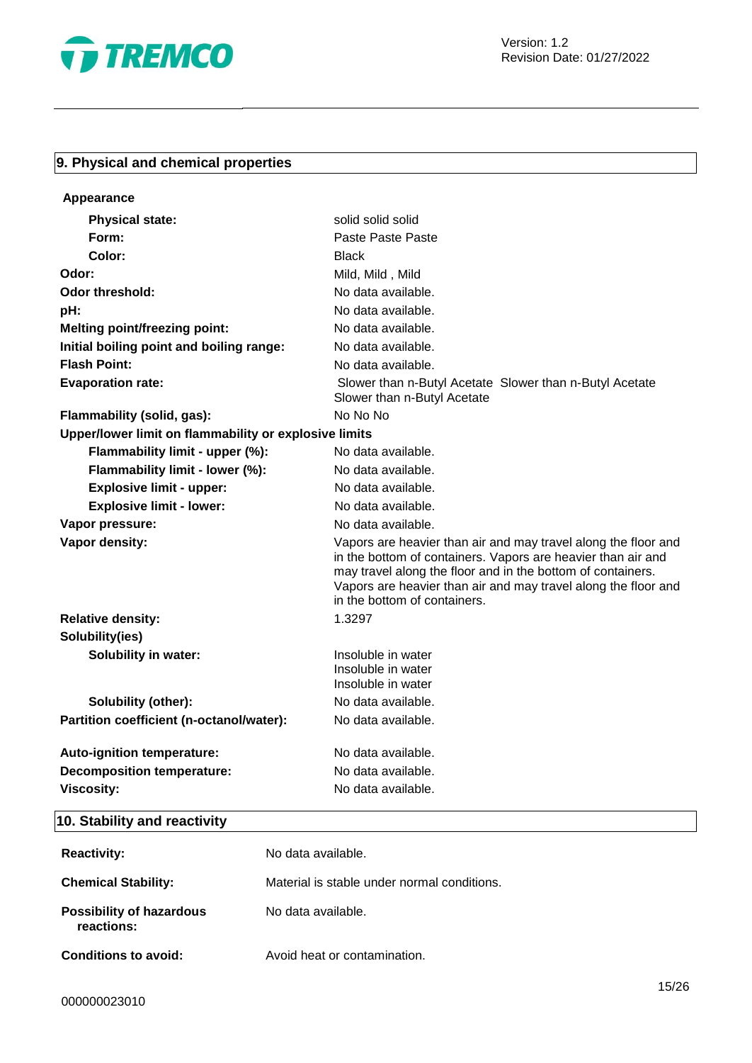## 9. Physical and chemical properties

**Appearance**

| | |
|---|---|
| **Physical state:** | solid solid solid |
| **Form:** | Paste Paste Paste |
| **Color:** | Black |
| **Odor:** | Mild, Mild , Mild |
| **Odor threshold:** | No data available. |
| **pH:** | No data available. |
| **Melting point/freezing point:** | No data available. |
| **Initial boiling point and boiling range:** | No data available. |
| **Flash Point:** | No data available. |
| **Evaporation rate:** | Slower than n-Butyl Acetate Slower than n-Butyl Acetate Slower than n-Butyl Acetate |
| **Flammability (solid, gas):** | No No No |
| **Upper/lower limit on flammability or explosive limits** | |
| **Flammability limit - upper (%):** | No data available. |
| **Flammability limit - lower (%):** | No data available. |
| **Explosive limit - upper:** | No data available. |
| **Explosive limit - lower:** | No data available. |
| **Vapor pressure:** | No data available. |
| **Vapor density:** | Vapors are heavier than air and may travel along the floor and in the bottom of containers. Vapors are heavier than air and may travel along the floor and in the bottom of containers. Vapors are heavier than air and may travel along the floor and in the bottom of containers. |
| **Relative density:** | 1.3297 |
| **Solubility(ies)** | |
| **Solubility in water:** | Insoluble in water Insoluble in water Insoluble in water |
| **Solubility (other):** | No data available. |
| **Partition coefficient (n-octanol/water):** | No data available. |
| **Auto-ignition temperature:** | No data available. |
| **Decomposition temperature:** | No data available. |
| **Viscosity:** | No data available. |

## 10. Stability and reactivity

| | |
|---|---|
| **Reactivity:** | No data available. |
| **Chemical Stability:** | Material is stable under normal conditions. |
| **Possibility of hazardous reactions:** | No data available. |
| **Conditions to avoid:** | Avoid heat or contamination. |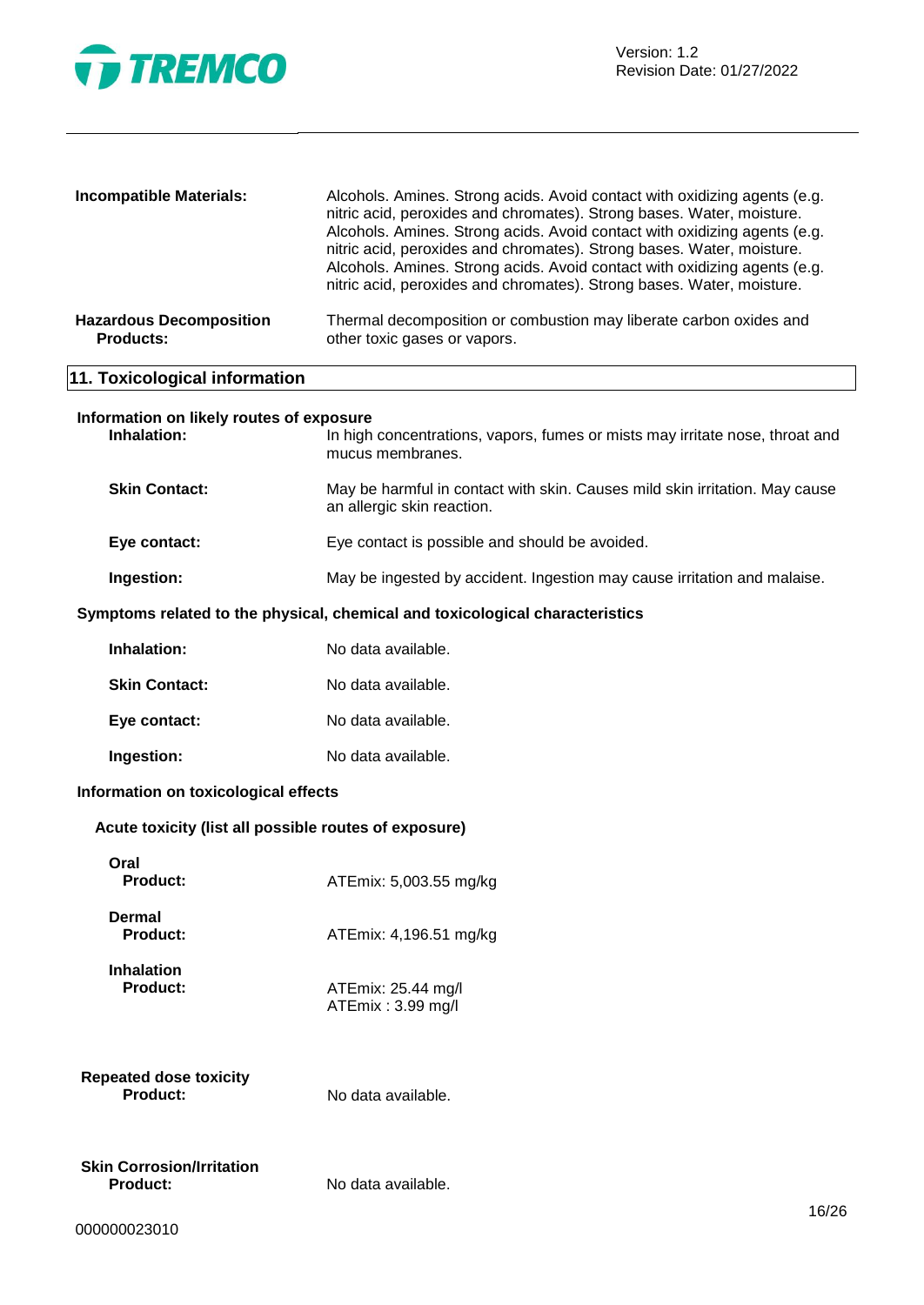**Incompatible Materials:** Alcohols. Amines. Strong acids. Avoid contact with oxidizing agents (e.g. nitric acid, peroxides and chromates). Strong bases. Water, moisture. Alcohols. Amines. Strong acids. Avoid contact with oxidizing agents (e.g. nitric acid, peroxides and chromates). Strong bases. Water, moisture. Alcohols. Amines. Strong acids. Avoid contact with oxidizing agents (e.g. nitric acid, peroxides and chromates). Strong bases. Water, moisture.

**Hazardous Decomposition Products:** Thermal decomposition or combustion may liberate carbon oxides and other toxic gases or vapors.

## 11. Toxicological information

**Information on likely routes of exposure**

**Inhalation:** In high concentrations, vapors, fumes or mists may irritate nose, throat and mucus membranes.

**Skin Contact:** May be harmful in contact with skin. Causes mild skin irritation. May cause an allergic skin reaction.

**Eye contact:** Eye contact is possible and should be avoided.

**Ingestion:** May be ingested by accident. Ingestion may cause irritation and malaise.

**Symptoms related to the physical, chemical and toxicological characteristics**

**Inhalation:** No data available.

**Skin Contact:** No data available.

**Eye contact:** No data available.

**Ingestion:** No data available.

**Information on toxicological effects**

**Acute toxicity (list all possible routes of exposure)**

**Oral**
**Product:** ATEmix: 5,003.55 mg/kg

**Dermal**
**Product:** ATEmix: 4,196.51 mg/kg

**Inhalation**
**Product:** ATEmix: 25.44 mg/l
ATEmix : 3.99 mg/l

**Repeated dose toxicity**
**Product:** No data available.

**Skin Corrosion/Irritation**
**Product:** No data available.

000000023010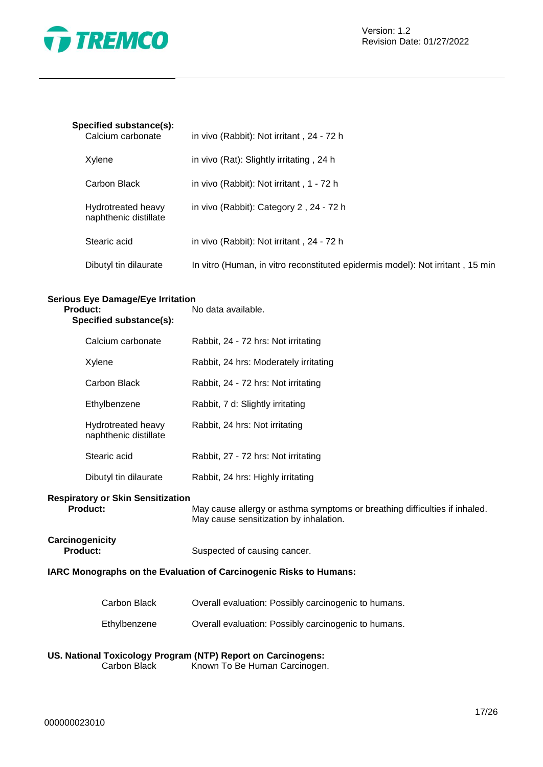**Specified substance(s):**

| | |
|---|---|
| Calcium carbonate | in vivo (Rabbit): Not irritant , 24 - 72 h |
| Xylene | in vivo (Rat): Slightly irritating , 24 h |
| Carbon Black | in vivo (Rabbit): Not irritant , 1 - 72 h |
| Hydrotreated heavy naphthenic distillate | in vivo (Rabbit): Category 2 , 24 - 72 h |
| Stearic acid | in vivo (Rabbit): Not irritant , 24 - 72 h |
| Dibutyl tin dilaurate | In vitro (Human, in vitro reconstituted epidermis model): Not irritant , 15 min |

**Serious Eye Damage/Eye Irritation**

**Product:** No data available.

**Specified substance(s):**

| | |
|---|---|
| Calcium carbonate | Rabbit, 24 - 72 hrs: Not irritating |
| Xylene | Rabbit, 24 hrs: Moderately irritating |
| Carbon Black | Rabbit, 24 - 72 hrs: Not irritating |
| Ethylbenzene | Rabbit, 7 d: Slightly irritating |
| Hydrotreated heavy naphthenic distillate | Rabbit, 24 hrs: Not irritating |
| Stearic acid | Rabbit, 27 - 72 hrs: Not irritating |
| Dibutyl tin dilaurate | Rabbit, 24 hrs: Highly irritating |

**Respiratory or Skin Sensitization**

**Product:** May cause allergy or asthma symptoms or breathing difficulties if inhaled. May cause sensitization by inhalation.

**Carcinogenicity**

**Product:** Suspected of causing cancer.

**IARC Monographs on the Evaluation of Carcinogenic Risks to Humans:**

| | |
|---|---|
| Carbon Black | Overall evaluation: Possibly carcinogenic to humans. |
| Ethylbenzene | Overall evaluation: Possibly carcinogenic to humans. |

**US. National Toxicology Program (NTP) Report on Carcinogens:**

| | |
|---|---|
| Carbon Black | Known To Be Human Carcinogen. |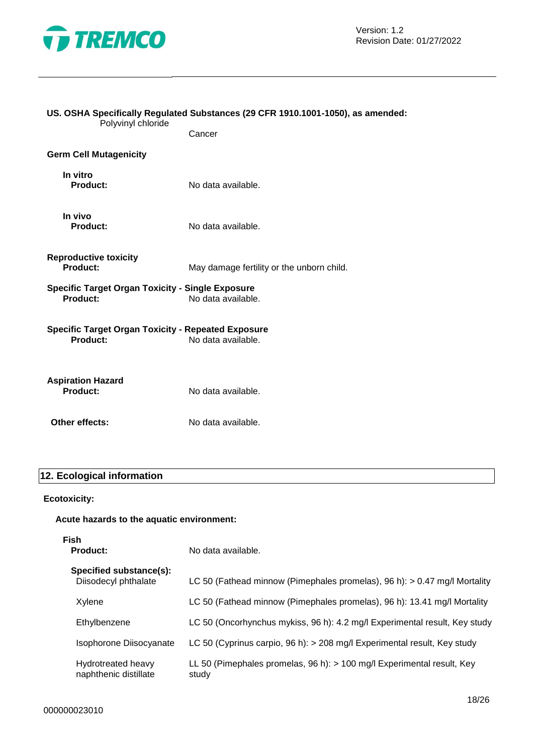**US. OSHA Specifically Regulated Substances (29 CFR 1910.1001-1050), as amended:**

| | |
|---|---|
| Polyvinyl chloride | Cancer |

**Germ Cell Mutagenicity**

**In vitro**

| | |
|---|---|
| **Product:** | No data available. |

**In vivo**

| | |
|---|---|
| **Product:** | No data available. |

**Reproductive toxicity**

| | |
|---|---|
| **Product:** | May damage fertility or the unborn child. |

**Specific Target Organ Toxicity - Single Exposure**

| | |
|---|---|
| **Product:** | No data available. |

**Specific Target Organ Toxicity - Repeated Exposure**

| | |
|---|---|
| **Product:** | No data available. |

**Aspiration Hazard**

| | |
|---|---|
| **Product:** | No data available. |

| | |
|---|---|
| **Other effects:** | No data available. |

## 12. Ecological information

**Ecotoxicity:**

**Acute hazards to the aquatic environment:**

**Fish**

| | |
|---|---|
| **Product:** | No data available. |

**Specified substance(s):**

| | |
|---|---|
| Diisodecyl phthalate | LC 50 (Fathead minnow (Pimephales promelas), 96 h): > 0.47 mg/l Mortality |
| Xylene | LC 50 (Fathead minnow (Pimephales promelas), 96 h): 13.41 mg/l Mortality |
| Ethylbenzene | LC 50 (Oncorhynchus mykiss, 96 h): 4.2 mg/l Experimental result, Key study |
| Isophorone Diisocyanate | LC 50 (Cyprinus carpio, 96 h): > 208 mg/l Experimental result, Key study |
| Hydrotreated heavy naphthenic distillate | LL 50 (Pimephales promelas, 96 h): > 100 mg/l Experimental result, Key study |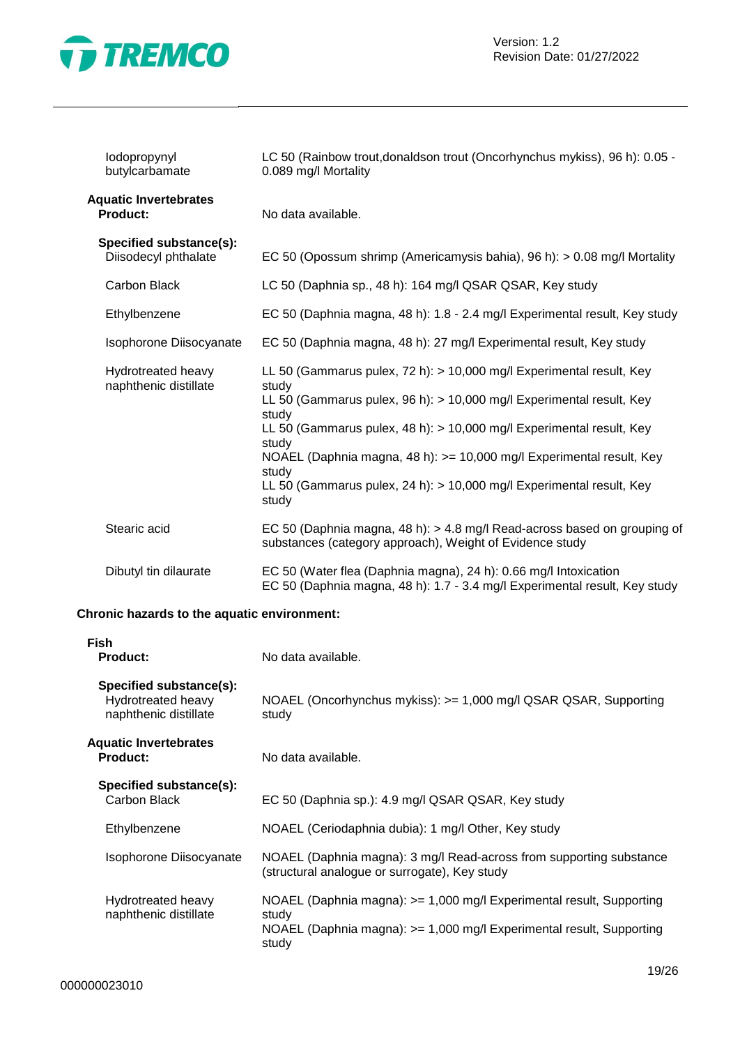| | |
|---|---|
| Iodopropynyl butylcarbamate | LC 50 (Rainbow trout,donaldson trout (Oncorhynchus mykiss), 96 h): 0.05 - 0.089 mg/l Mortality |

**Aquatic Invertebrates**

| | |
|---|---|
| **Product:** | No data available. |
| **Specified substance(s):** | |
| Diisodecyl phthalate | EC 50 (Opossum shrimp (Americamysis bahia), 96 h): > 0.08 mg/l Mortality |
| Carbon Black | LC 50 (Daphnia sp., 48 h): 164 mg/l QSAR QSAR, Key study |
| Ethylbenzene | EC 50 (Daphnia magna, 48 h): 1.8 - 2.4 mg/l Experimental result, Key study |
| Isophorone Diisocyanate | EC 50 (Daphnia magna, 48 h): 27 mg/l Experimental result, Key study |
| Hydrotreated heavy naphthenic distillate | LL 50 (Gammarus pulex, 72 h): > 10,000 mg/l Experimental result, Key study<br>LL 50 (Gammarus pulex, 96 h): > 10,000 mg/l Experimental result, Key study<br>LL 50 (Gammarus pulex, 48 h): > 10,000 mg/l Experimental result, Key study<br>NOAEL (Daphnia magna, 48 h): >= 10,000 mg/l Experimental result, Key study<br>LL 50 (Gammarus pulex, 24 h): > 10,000 mg/l Experimental result, Key study |
| Stearic acid | EC 50 (Daphnia magna, 48 h): > 4.8 mg/l Read-across based on grouping of substances (category approach), Weight of Evidence study |
| Dibutyl tin dilaurate | EC 50 (Water flea (Daphnia magna), 24 h): 0.66 mg/l Intoxication<br>EC 50 (Daphnia magna, 48 h): 1.7 - 3.4 mg/l Experimental result, Key study |

**Chronic hazards to the aquatic environment:**

**Fish**

| | |
|---|---|
| **Product:** | No data available. |
| **Specified substance(s):** | |
| Hydrotreated heavy naphthenic distillate | NOAEL (Oncorhynchus mykiss): >= 1,000 mg/l QSAR QSAR, Supporting study |

**Aquatic Invertebrates**

| | |
|---|---|
| **Product:** | No data available. |
| **Specified substance(s):** | |
| Carbon Black | EC 50 (Daphnia sp.): 4.9 mg/l QSAR QSAR, Key study |
| Ethylbenzene | NOAEL (Ceriodaphnia dubia): 1 mg/l Other, Key study |
| Isophorone Diisocyanate | NOAEL (Daphnia magna): 3 mg/l Read-across from supporting substance (structural analogue or surrogate), Key study |
| Hydrotreated heavy naphthenic distillate | NOAEL (Daphnia magna): >= 1,000 mg/l Experimental result, Supporting study<br>NOAEL (Daphnia magna): >= 1,000 mg/l Experimental result, Supporting study |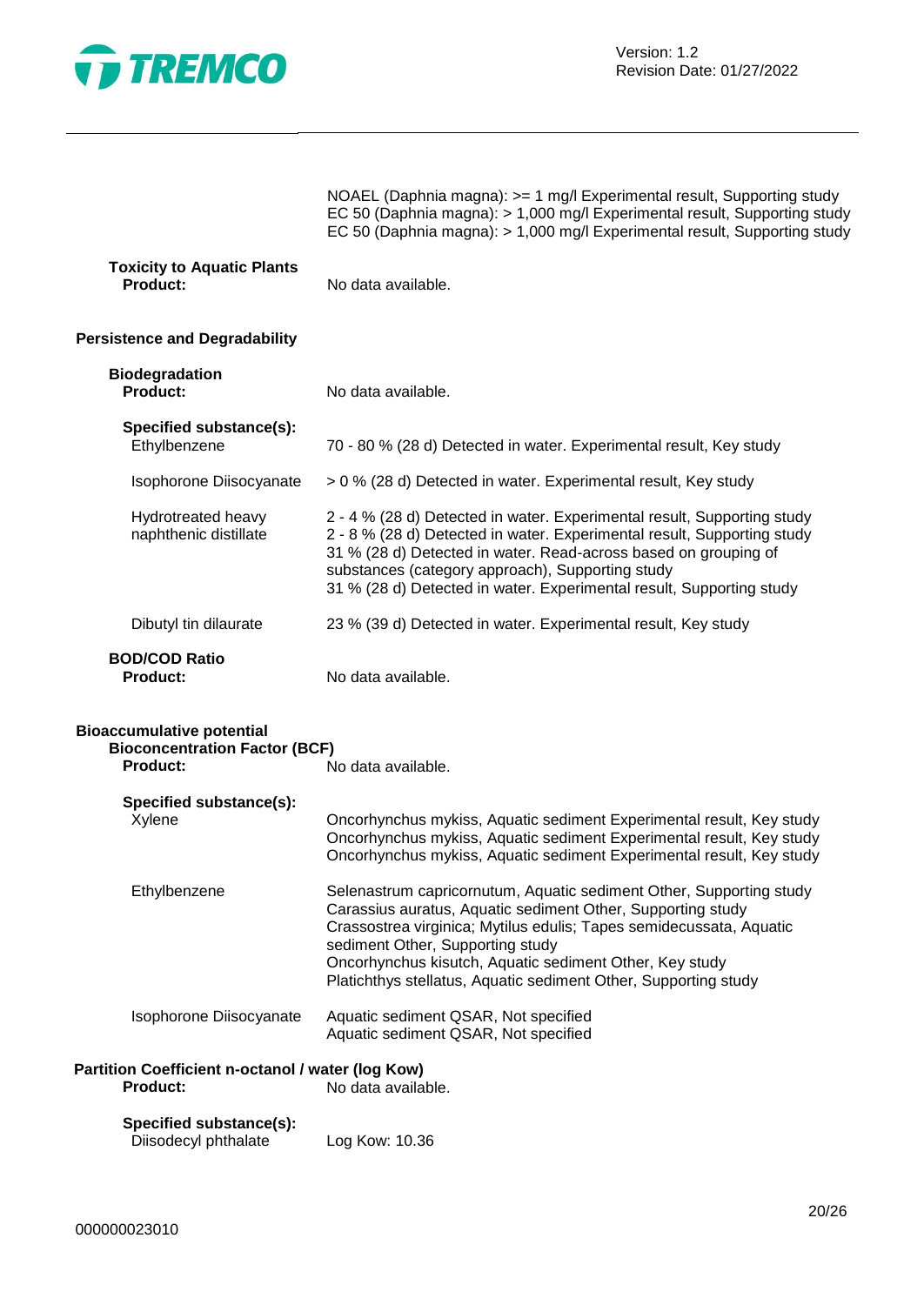NOAEL (Daphnia magna): >= 1 mg/l Experimental result, Supporting study
EC 50 (Daphnia magna): > 1,000 mg/l Experimental result, Supporting study
EC 50 (Daphnia magna): > 1,000 mg/l Experimental result, Supporting study

**Toxicity to Aquatic Plants**
**Product:** No data available.

**Persistence and Degradability**

**Biodegradation**
**Product:** No data available.

**Specified substance(s):**

| | |
|---|---|
| Ethylbenzene | 70 - 80 % (28 d) Detected in water. Experimental result, Key study |
| Isophorone Diisocyanate | > 0 % (28 d) Detected in water. Experimental result, Key study |
| Hydrotreated heavy naphthenic distillate | 2 - 4 % (28 d) Detected in water. Experimental result, Supporting study<br>2 - 8 % (28 d) Detected in water. Experimental result, Supporting study<br>31 % (28 d) Detected in water. Read-across based on grouping of substances (category approach), Supporting study<br>31 % (28 d) Detected in water. Experimental result, Supporting study |
| Dibutyl tin dilaurate | 23 % (39 d) Detected in water. Experimental result, Key study |

**BOD/COD Ratio**
**Product:** No data available.

**Bioaccumulative potential**

**Bioconcentration Factor (BCF)**
**Product:** No data available.

**Specified substance(s):**

| | |
|---|---|
| Xylene | Oncorhynchus mykiss, Aquatic sediment Experimental result, Key study<br>Oncorhynchus mykiss, Aquatic sediment Experimental result, Key study<br>Oncorhynchus mykiss, Aquatic sediment Experimental result, Key study |
| Ethylbenzene | Selenastrum capricornutum, Aquatic sediment Other, Supporting study<br>Carassius auratus, Aquatic sediment Other, Supporting study<br>Crassostrea virginica; Mytilus edulis; Tapes semidecussata, Aquatic sediment Other, Supporting study<br>Oncorhynchus kisutch, Aquatic sediment Other, Key study<br>Platichthys stellatus, Aquatic sediment Other, Supporting study |
| Isophorone Diisocyanate | Aquatic sediment QSAR, Not specified<br>Aquatic sediment QSAR, Not specified |

**Partition Coefficient n-octanol / water (log Kow)**
**Product:** No data available.

**Specified substance(s):**

| | |
|---|---|
| Diisodecyl phthalate | Log Kow: 10.36 |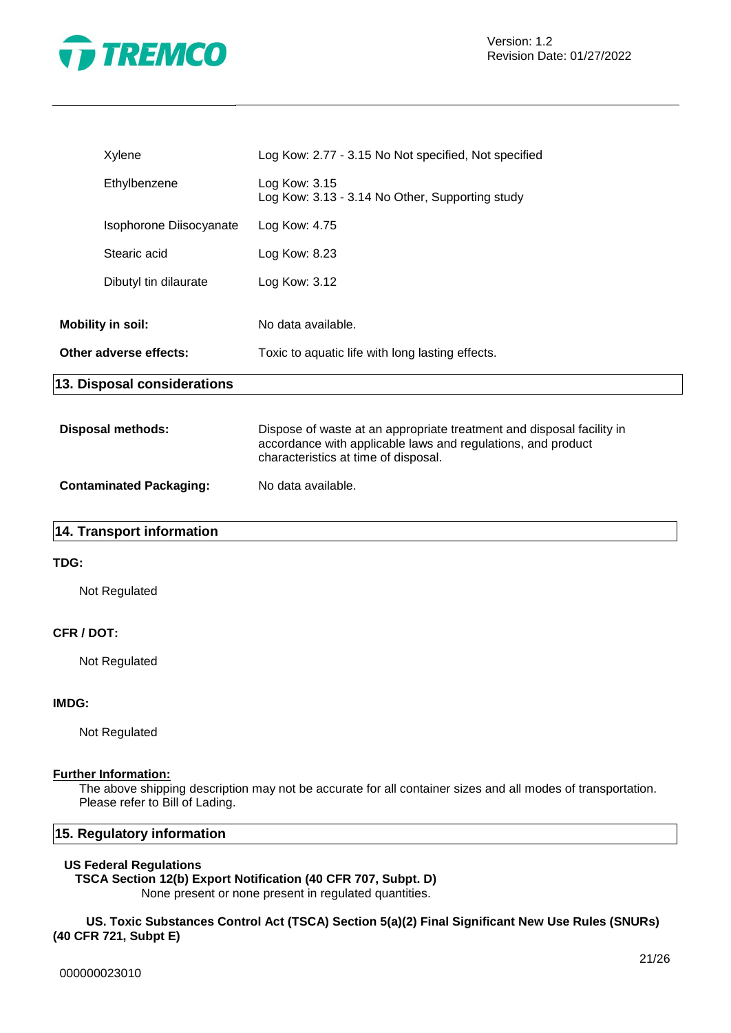| | |
|---|---|
| Xylene | Log Kow: 2.77 - 3.15 No Not specified, Not specified |
| Ethylbenzene | Log Kow: 3.15<br>Log Kow: 3.13 - 3.14 No Other, Supporting study |
| Isophorone Diisocyanate | Log Kow: 4.75 |
| Stearic acid | Log Kow: 8.23 |
| Dibutyl tin dilaurate | Log Kow: 3.12 |

**Mobility in soil:** No data available.

**Other adverse effects:** Toxic to aquatic life with long lasting effects.

## 13. Disposal considerations

**Disposal methods:** Dispose of waste at an appropriate treatment and disposal facility in accordance with applicable laws and regulations, and product characteristics at time of disposal.

**Contaminated Packaging:** No data available.

## 14. Transport information

**TDG:**

Not Regulated

**CFR / DOT:**

Not Regulated

**IMDG:**

Not Regulated

**Further Information:**

The above shipping description may not be accurate for all container sizes and all modes of transportation. Please refer to Bill of Lading.

## 15. Regulatory information

**US Federal Regulations**

**TSCA Section 12(b) Export Notification (40 CFR 707, Subpt. D)**

None present or none present in regulated quantities.

**US. Toxic Substances Control Act (TSCA) Section 5(a)(2) Final Significant New Use Rules (SNURs) (40 CFR 721, Subpt E)**

000000023010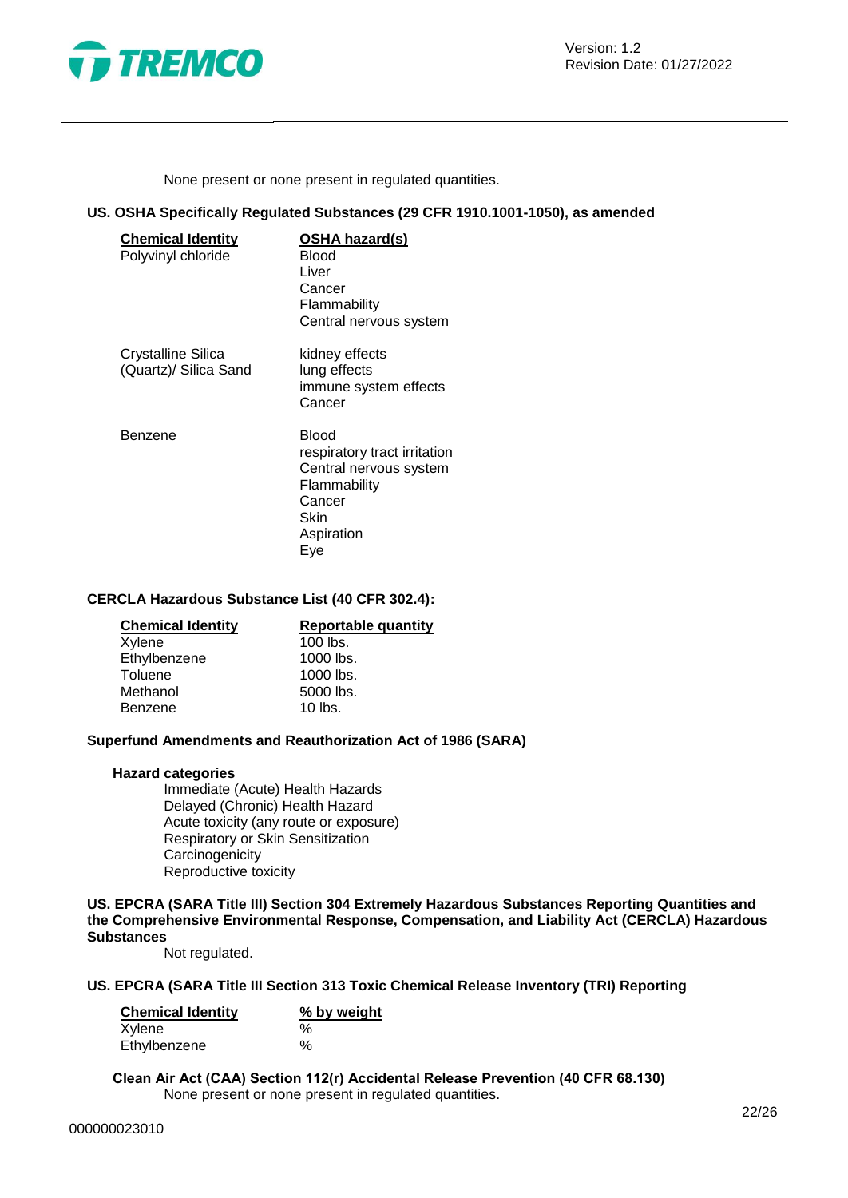None present or none present in regulated quantities.

**US. OSHA Specifically Regulated Substances (29 CFR 1910.1001-1050), as amended**

| Chemical Identity | OSHA hazard(s) |
|---|---|
| Polyvinyl chloride | Blood<br>Liver<br>Cancer<br>Flammability<br>Central nervous system |
| Crystalline Silica (Quartz)/ Silica Sand | kidney effects<br>lung effects<br>immune system effects<br>Cancer |
| Benzene | Blood<br>respiratory tract irritation<br>Central nervous system<br>Flammability<br>Cancer<br>Skin<br>Aspiration<br>Eye |

**CERCLA Hazardous Substance List (40 CFR 302.4):**

| Chemical Identity | Reportable quantity |
|---|---|
| Xylene | 100 lbs. |
| Ethylbenzene | 1000 lbs. |
| Toluene | 1000 lbs. |
| Methanol | 5000 lbs. |
| Benzene | 10 lbs. |

**Superfund Amendments and Reauthorization Act of 1986 (SARA)**

**Hazard categories**

Immediate (Acute) Health Hazards
Delayed (Chronic) Health Hazard
Acute toxicity (any route or exposure)
Respiratory or Skin Sensitization
Carcinogenicity
Reproductive toxicity

**US. EPCRA (SARA Title III) Section 304 Extremely Hazardous Substances Reporting Quantities and the Comprehensive Environmental Response, Compensation, and Liability Act (CERCLA) Hazardous Substances**

Not regulated.

**US. EPCRA (SARA Title III Section 313 Toxic Chemical Release Inventory (TRI) Reporting**

| Chemical Identity | % by weight |
|---|---|
| Xylene | % |
| Ethylbenzene | % |

**Clean Air Act (CAA) Section 112(r) Accidental Release Prevention (40 CFR 68.130)**

None present or none present in regulated quantities.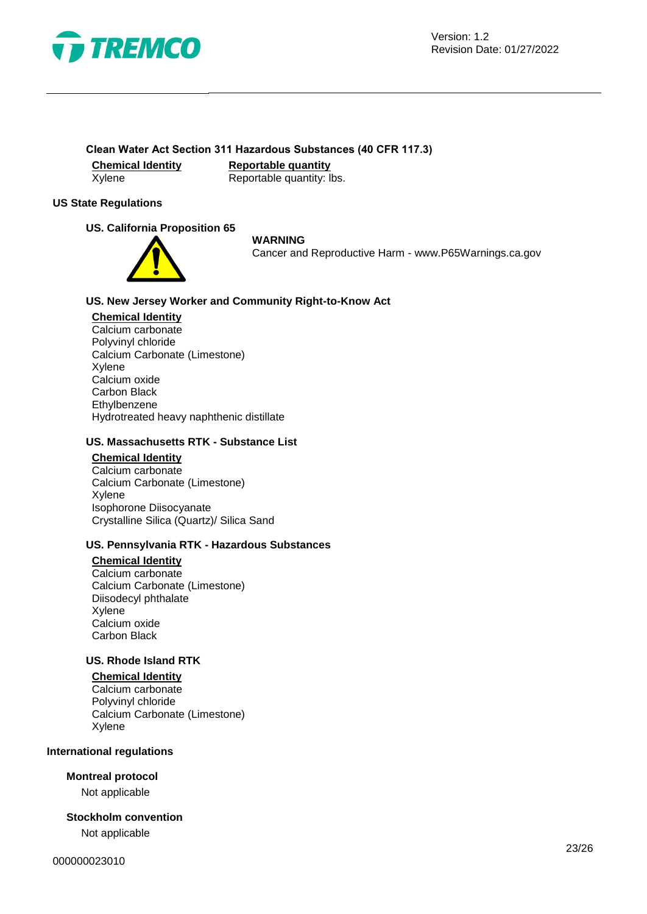**Clean Water Act Section 311 Hazardous Substances (40 CFR 117.3)**

| Chemical Identity | Reportable quantity |
|---|---|
| Xylene | Reportable quantity: lbs. |

**US State Regulations**

**US. California Proposition 65**

**WARNING**
Cancer and Reproductive Harm - www.P65Warnings.ca.gov

**US. New Jersey Worker and Community Right-to-Know Act**

**Chemical Identity**
Calcium carbonate
Polyvinyl chloride
Calcium Carbonate (Limestone)
Xylene
Calcium oxide
Carbon Black
Ethylbenzene
Hydrotreated heavy naphthenic distillate

**US. Massachusetts RTK - Substance List**

**Chemical Identity**
Calcium carbonate
Calcium Carbonate (Limestone)
Xylene
Isophorone Diisocyanate
Crystalline Silica (Quartz)/ Silica Sand

**US. Pennsylvania RTK - Hazardous Substances**

**Chemical Identity**
Calcium carbonate
Calcium Carbonate (Limestone)
Diisodecyl phthalate
Xylene
Calcium oxide
Carbon Black

**US. Rhode Island RTK**

**Chemical Identity**
Calcium carbonate
Polyvinyl chloride
Calcium Carbonate (Limestone)
Xylene

**International regulations**

**Montreal protocol**
Not applicable

**Stockholm convention**
Not applicable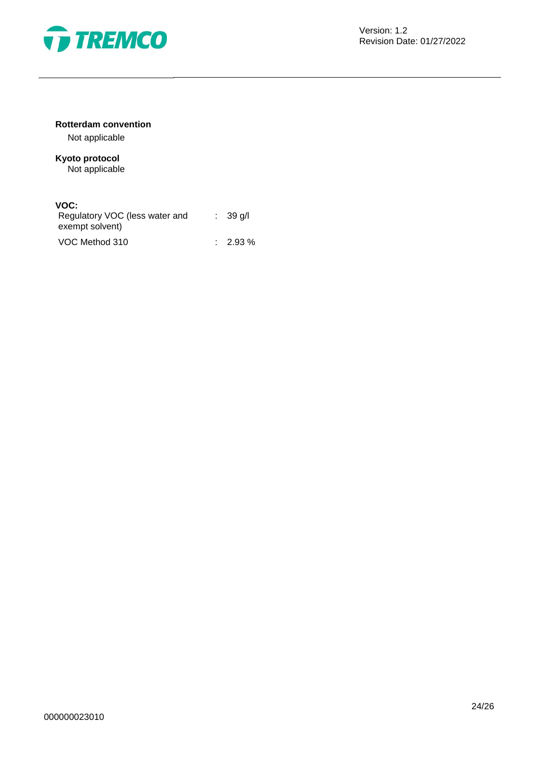**Rotterdam convention**

Not applicable

**Kyoto protocol**

Not applicable

**VOC:**

| | | |
|---|---|---|
| Regulatory VOC (less water and exempt solvent) | : | 39 g/l |
| VOC Method 310 | : | 2.93 % |

000000023010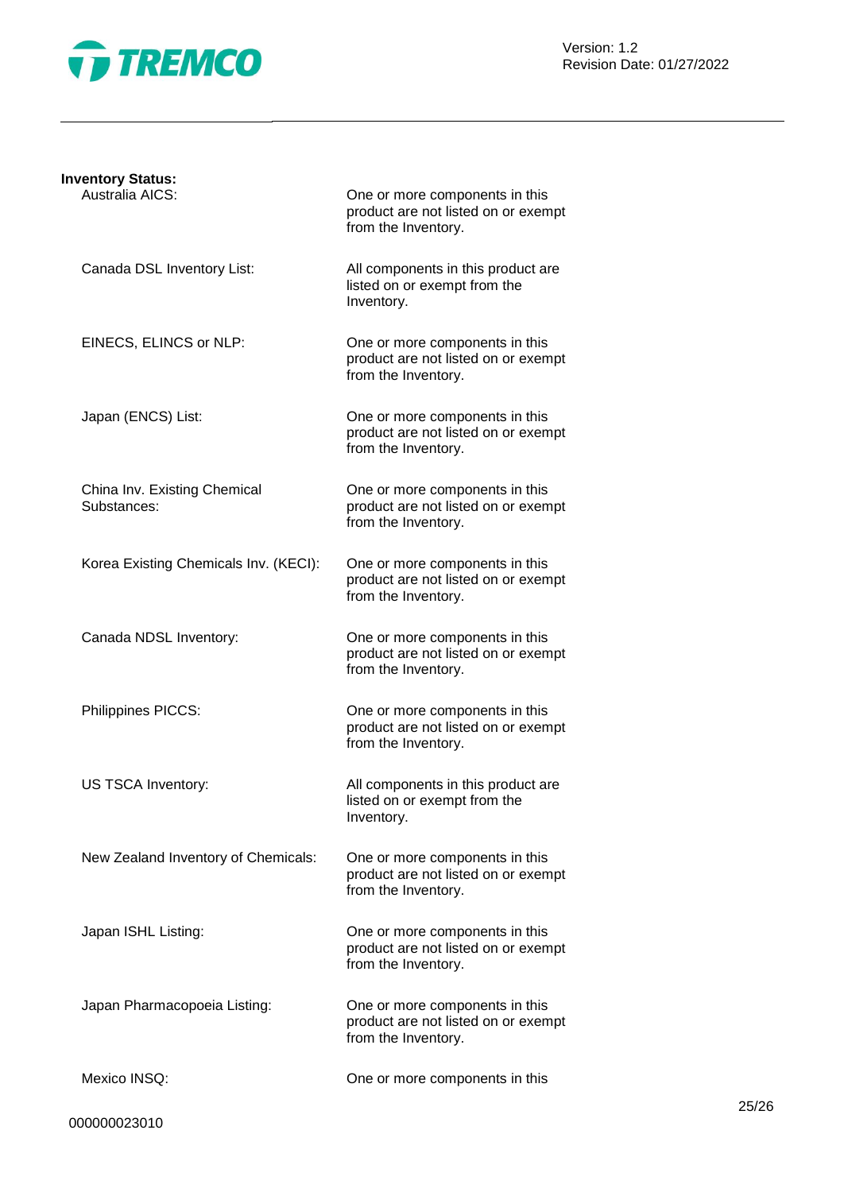**Inventory Status:**

| | |
|---|---|
| Australia AICS: | One or more components in this product are not listed on or exempt from the Inventory. |
| Canada DSL Inventory List: | All components in this product are listed on or exempt from the Inventory. |
| EINECS, ELINCS or NLP: | One or more components in this product are not listed on or exempt from the Inventory. |
| Japan (ENCS) List: | One or more components in this product are not listed on or exempt from the Inventory. |
| China Inv. Existing Chemical Substances: | One or more components in this product are not listed on or exempt from the Inventory. |
| Korea Existing Chemicals Inv. (KECI): | One or more components in this product are not listed on or exempt from the Inventory. |
| Canada NDSL Inventory: | One or more components in this product are not listed on or exempt from the Inventory. |
| Philippines PICCS: | One or more components in this product are not listed on or exempt from the Inventory. |
| US TSCA Inventory: | All components in this product are listed on or exempt from the Inventory. |
| New Zealand Inventory of Chemicals: | One or more components in this product are not listed on or exempt from the Inventory. |
| Japan ISHL Listing: | One or more components in this product are not listed on or exempt from the Inventory. |
| Japan Pharmacopoeia Listing: | One or more components in this product are not listed on or exempt from the Inventory. |
| Mexico INSQ: | One or more components in this |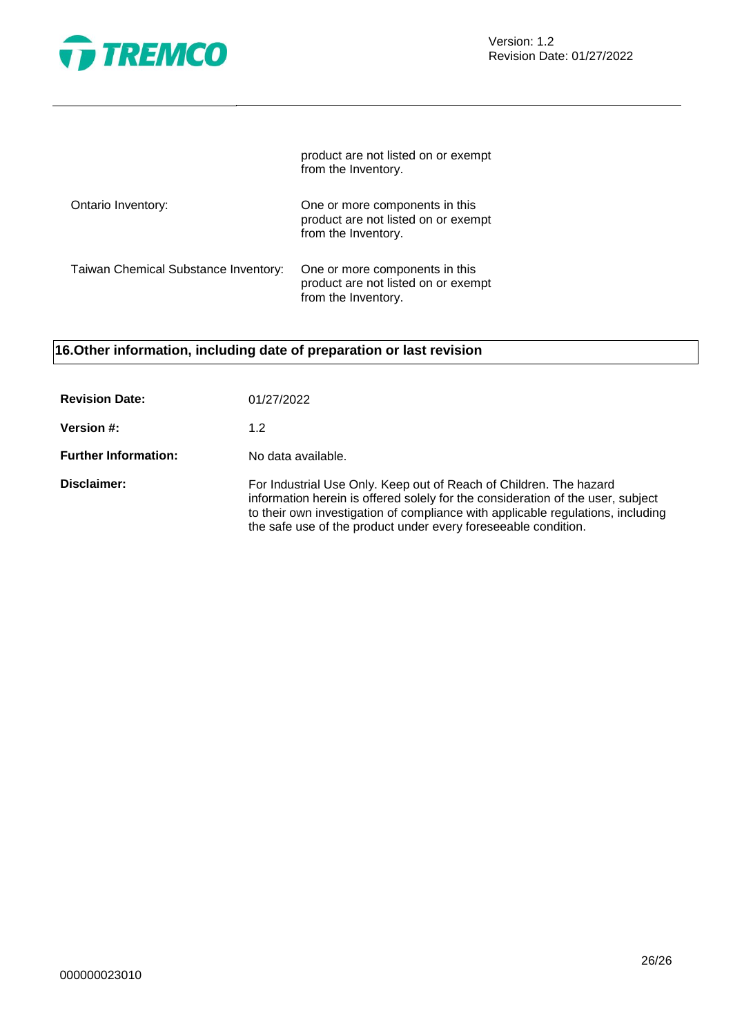product are not listed on or exempt from the Inventory.

| | |
|---|---|
| Ontario Inventory: | One or more components in this product are not listed on or exempt from the Inventory. |
| Taiwan Chemical Substance Inventory: | One or more components in this product are not listed on or exempt from the Inventory. |

## 16.Other information, including date of preparation or last revision

| | |
|---|---|
| **Revision Date:** | 01/27/2022 |
| **Version #:** | 1.2 |
| **Further Information:** | No data available. |
| **Disclaimer:** | For Industrial Use Only. Keep out of Reach of Children. The hazard information herein is offered solely for the consideration of the user, subject to their own investigation of compliance with applicable regulations, including the safe use of the product under every foreseeable condition. |

000000023010